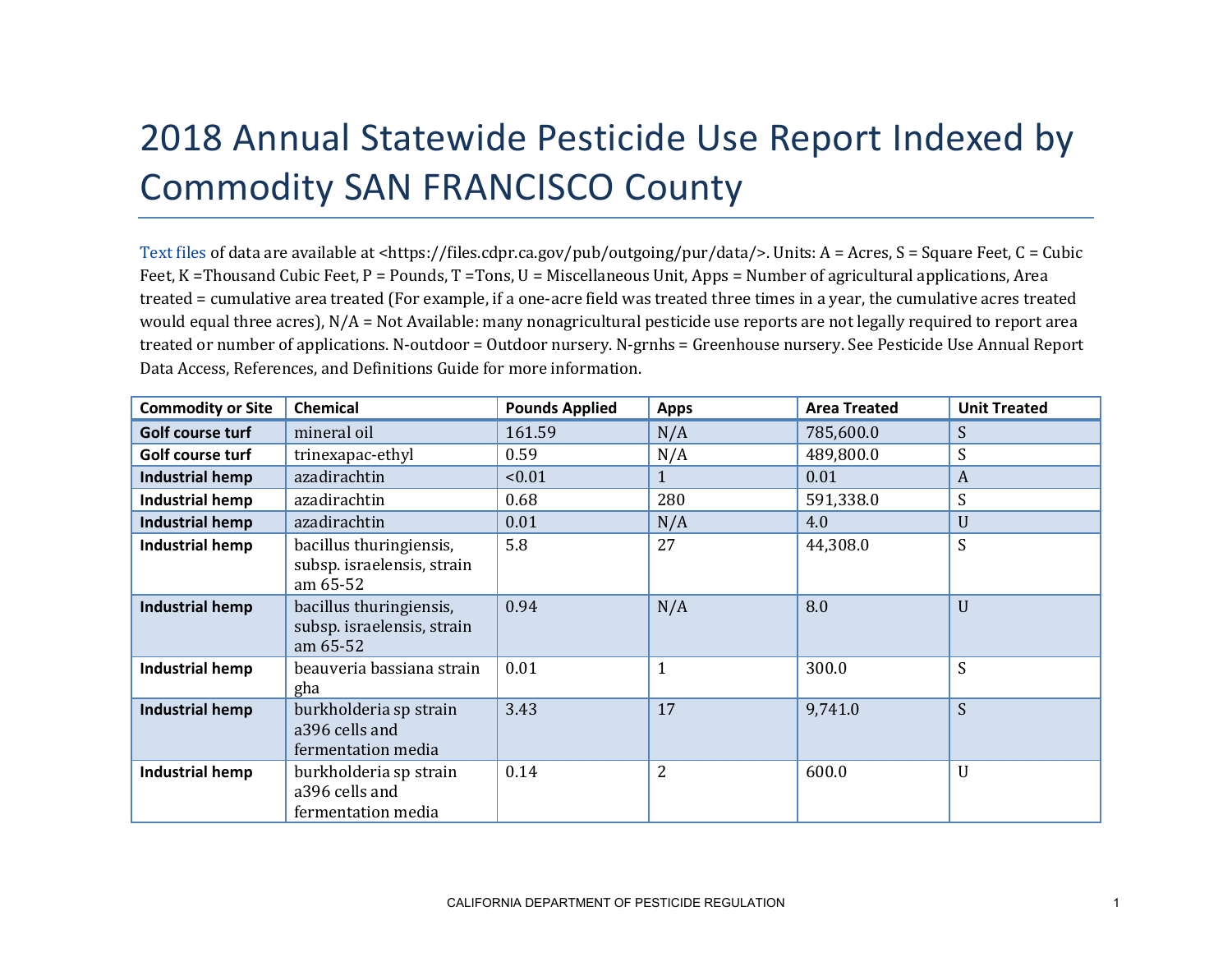# 2018 Annual Statewide Pesticide Use Report Indexed by Commodity SAN FRANCISCO County

Text files of data are available at <https://files.cdpr.ca.gov/pub/outgoing/pur/data/>. Units: A = Acres, S = Square Feet, C = Cubic Feet, K =Thousand Cubic Feet, P = Pounds, T =Tons, U = Miscellaneous Unit, Apps = Number of agricultural applications, Area treated = cumulative area treated (For example, if a one-acre field was treated three times in a year, the cumulative acres treated would equal three acres), N/A = Not Available: many nonagricultural pesticide use reports are not legally required to report area treated or number of applications. N-outdoor = Outdoor nursery. N-grnhs = Greenhouse nursery. See Pesticide Use Annual Report Data Access, References, and Definitions Guide for more information.

| Commodity or Site | Chemical | Pounds Applied | Apps | Area Treated | Unit Treated |
|---|---|---|---|---|---|
| **Golf course turf** | mineral oil | 161.59 | N/A | 785,600.0 | S |
| **Golf course turf** | trinexapac-ethyl | 0.59 | N/A | 489,800.0 | S |
| **Industrial hemp** | azadirachtin | <0.01 | 1 | 0.01 | A |
| **Industrial hemp** | azadirachtin | 0.68 | 280 | 591,338.0 | S |
| **Industrial hemp** | azadirachtin | 0.01 | N/A | 4.0 | U |
| **Industrial hemp** | bacillus thuringiensis, subsp. israelensis, strain am 65-52 | 5.8 | 27 | 44,308.0 | S |
| **Industrial hemp** | bacillus thuringiensis, subsp. israelensis, strain am 65-52 | 0.94 | N/A | 8.0 | U |
| **Industrial hemp** | beauveria bassiana strain gha | 0.01 | 1 | 300.0 | S |
| **Industrial hemp** | burkholderia sp strain a396 cells and fermentation media | 3.43 | 17 | 9,741.0 | S |
| **Industrial hemp** | burkholderia sp strain a396 cells and fermentation media | 0.14 | 2 | 600.0 | U |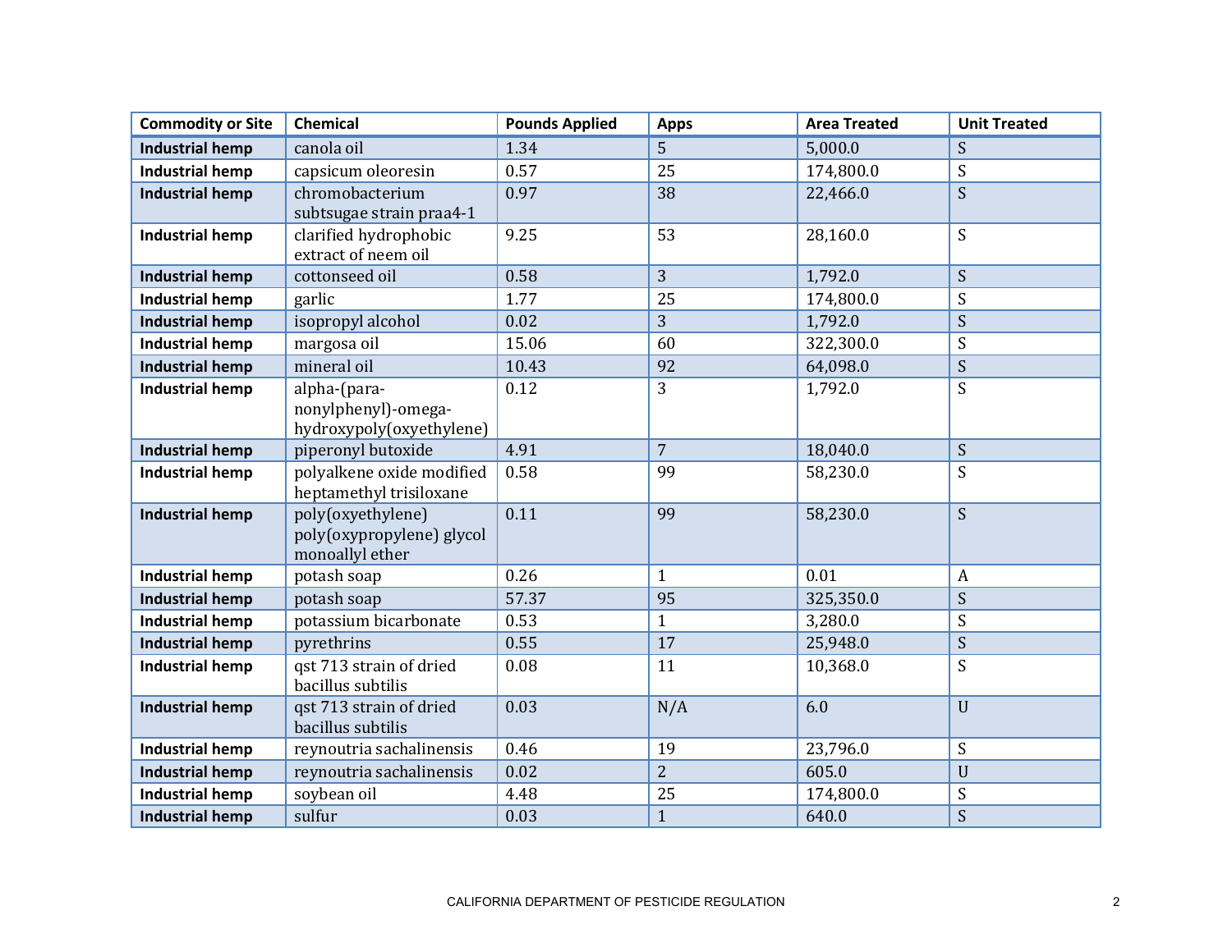| Commodity or Site | Chemical | Pounds Applied | Apps | Area Treated | Unit Treated |
|---|---|---|---|---|---|
| **Industrial hemp** | canola oil | 1.34 | 5 | 5,000.0 | S |
| **Industrial hemp** | capsicum oleoresin | 0.57 | 25 | 174,800.0 | S |
| **Industrial hemp** | chromobacterium subtsugae strain praa4-1 | 0.97 | 38 | 22,466.0 | S |
| **Industrial hemp** | clarified hydrophobic extract of neem oil | 9.25 | 53 | 28,160.0 | S |
| **Industrial hemp** | cottonseed oil | 0.58 | 3 | 1,792.0 | S |
| **Industrial hemp** | garlic | 1.77 | 25 | 174,800.0 | S |
| **Industrial hemp** | isopropyl alcohol | 0.02 | 3 | 1,792.0 | S |
| **Industrial hemp** | margosa oil | 15.06 | 60 | 322,300.0 | S |
| **Industrial hemp** | mineral oil | 10.43 | 92 | 64,098.0 | S |
| **Industrial hemp** | alpha-(para-nonylphenyl)-omega-hydroxypoly(oxyethylene) | 0.12 | 3 | 1,792.0 | S |
| **Industrial hemp** | piperonyl butoxide | 4.91 | 7 | 18,040.0 | S |
| **Industrial hemp** | polyalkene oxide modified heptamethyl trisiloxane | 0.58 | 99 | 58,230.0 | S |
| **Industrial hemp** | poly(oxyethylene) poly(oxypropylene) glycol monoallyl ether | 0.11 | 99 | 58,230.0 | S |
| **Industrial hemp** | potash soap | 0.26 | 1 | 0.01 | A |
| **Industrial hemp** | potash soap | 57.37 | 95 | 325,350.0 | S |
| **Industrial hemp** | potassium bicarbonate | 0.53 | 1 | 3,280.0 | S |
| **Industrial hemp** | pyrethrins | 0.55 | 17 | 25,948.0 | S |
| **Industrial hemp** | qst 713 strain of dried bacillus subtilis | 0.08 | 11 | 10,368.0 | S |
| **Industrial hemp** | qst 713 strain of dried bacillus subtilis | 0.03 | N/A | 6.0 | U |
| **Industrial hemp** | reynoutria sachalinensis | 0.46 | 19 | 23,796.0 | S |
| **Industrial hemp** | reynoutria sachalinensis | 0.02 | 2 | 605.0 | U |
| **Industrial hemp** | soybean oil | 4.48 | 25 | 174,800.0 | S |
| **Industrial hemp** | sulfur | 0.03 | 1 | 640.0 | S |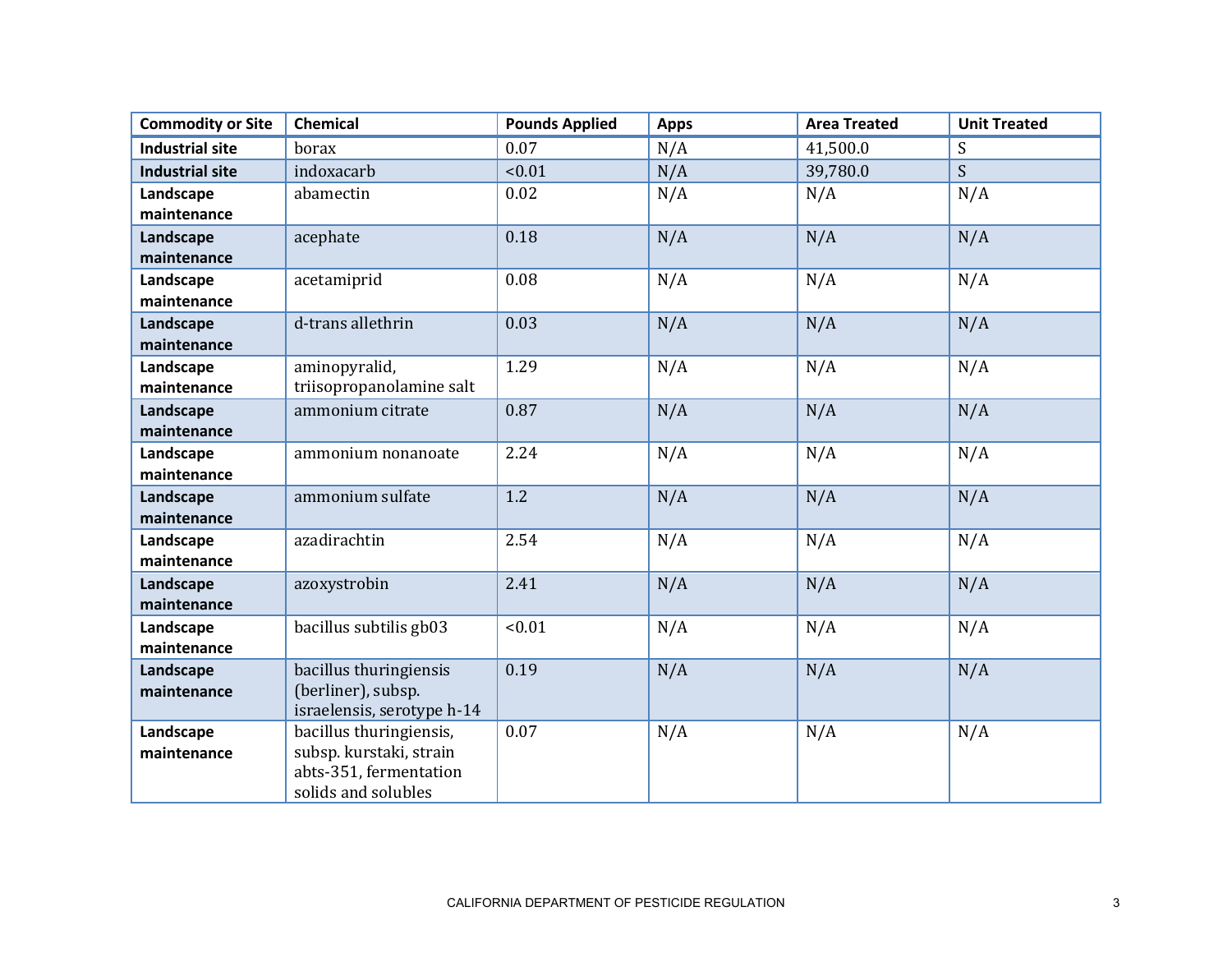| Commodity or Site | Chemical | Pounds Applied | Apps | Area Treated | Unit Treated |
|---|---|---|---|---|---|
| **Industrial site** | borax | 0.07 | N/A | 41,500.0 | S |
| **Industrial site** | indoxacarb | <0.01 | N/A | 39,780.0 | S |
| **Landscape maintenance** | abamectin | 0.02 | N/A | N/A | N/A |
| **Landscape maintenance** | acephate | 0.18 | N/A | N/A | N/A |
| **Landscape maintenance** | acetamiprid | 0.08 | N/A | N/A | N/A |
| **Landscape maintenance** | d-trans allethrin | 0.03 | N/A | N/A | N/A |
| **Landscape maintenance** | aminopyralid, triisopropanolamine salt | 1.29 | N/A | N/A | N/A |
| **Landscape maintenance** | ammonium citrate | 0.87 | N/A | N/A | N/A |
| **Landscape maintenance** | ammonium nonanoate | 2.24 | N/A | N/A | N/A |
| **Landscape maintenance** | ammonium sulfate | 1.2 | N/A | N/A | N/A |
| **Landscape maintenance** | azadirachtin | 2.54 | N/A | N/A | N/A |
| **Landscape maintenance** | azoxystrobin | 2.41 | N/A | N/A | N/A |
| **Landscape maintenance** | bacillus subtilis gb03 | <0.01 | N/A | N/A | N/A |
| **Landscape maintenance** | bacillus thuringiensis (berliner), subsp. israelensis, serotype h-14 | 0.19 | N/A | N/A | N/A |
| **Landscape maintenance** | bacillus thuringiensis, subsp. kurstaki, strain abts-351, fermentation solids and solubles | 0.07 | N/A | N/A | N/A |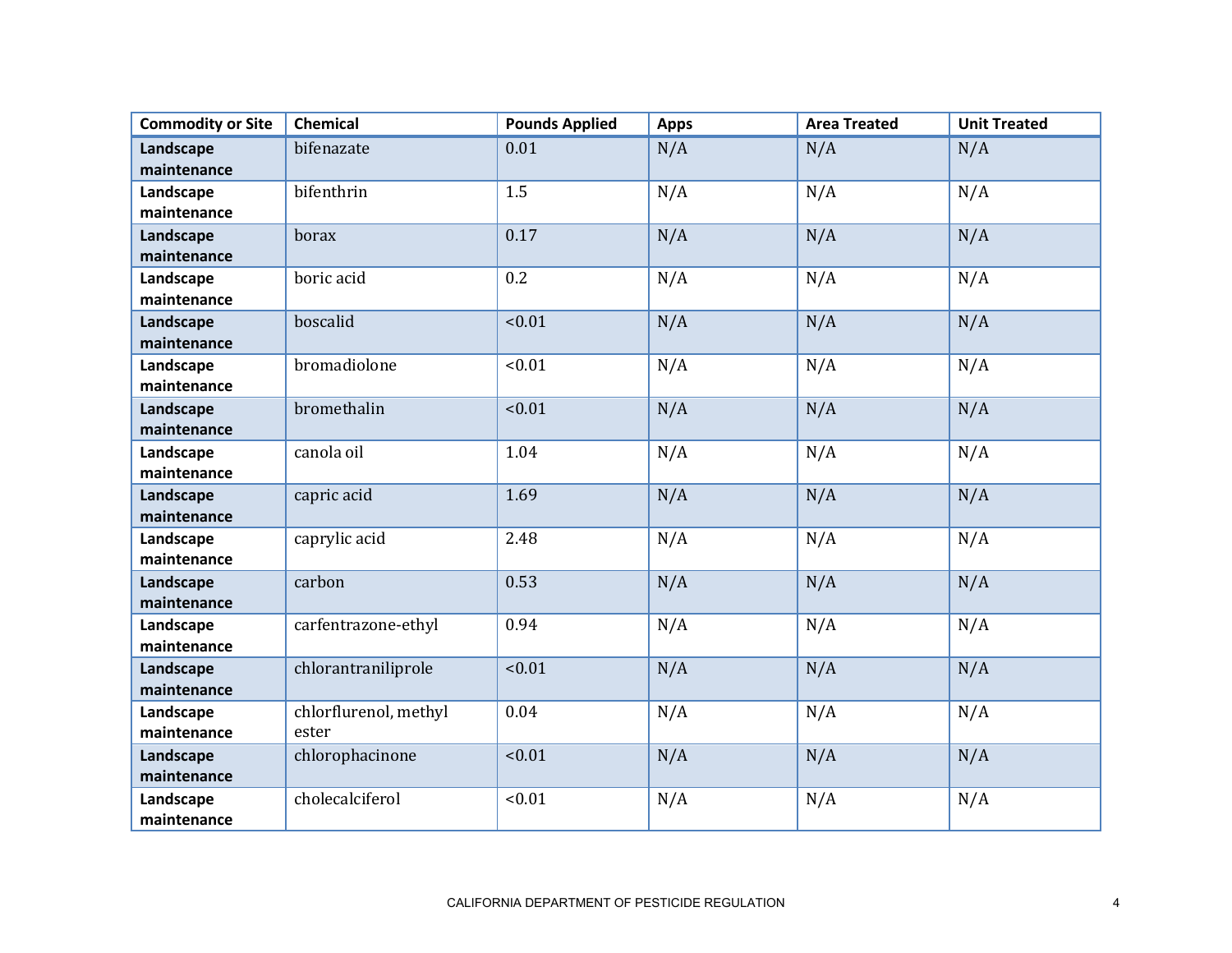| Commodity or Site | Chemical | Pounds Applied | Apps | Area Treated | Unit Treated |
| --- | --- | --- | --- | --- | --- |
| **Landscape maintenance** | bifenazate | 0.01 | N/A | N/A | N/A |
| **Landscape maintenance** | bifenthrin | 1.5 | N/A | N/A | N/A |
| **Landscape maintenance** | borax | 0.17 | N/A | N/A | N/A |
| **Landscape maintenance** | boric acid | 0.2 | N/A | N/A | N/A |
| **Landscape maintenance** | boscalid | <0.01 | N/A | N/A | N/A |
| **Landscape maintenance** | bromadiolone | <0.01 | N/A | N/A | N/A |
| **Landscape maintenance** | bromethalin | <0.01 | N/A | N/A | N/A |
| **Landscape maintenance** | canola oil | 1.04 | N/A | N/A | N/A |
| **Landscape maintenance** | capric acid | 1.69 | N/A | N/A | N/A |
| **Landscape maintenance** | caprylic acid | 2.48 | N/A | N/A | N/A |
| **Landscape maintenance** | carbon | 0.53 | N/A | N/A | N/A |
| **Landscape maintenance** | carfentrazone-ethyl | 0.94 | N/A | N/A | N/A |
| **Landscape maintenance** | chlorantraniliprole | <0.01 | N/A | N/A | N/A |
| **Landscape maintenance** | chlorflurenol, methyl ester | 0.04 | N/A | N/A | N/A |
| **Landscape maintenance** | chlorophacinone | <0.01 | N/A | N/A | N/A |
| **Landscape maintenance** | cholecalciferol | <0.01 | N/A | N/A | N/A |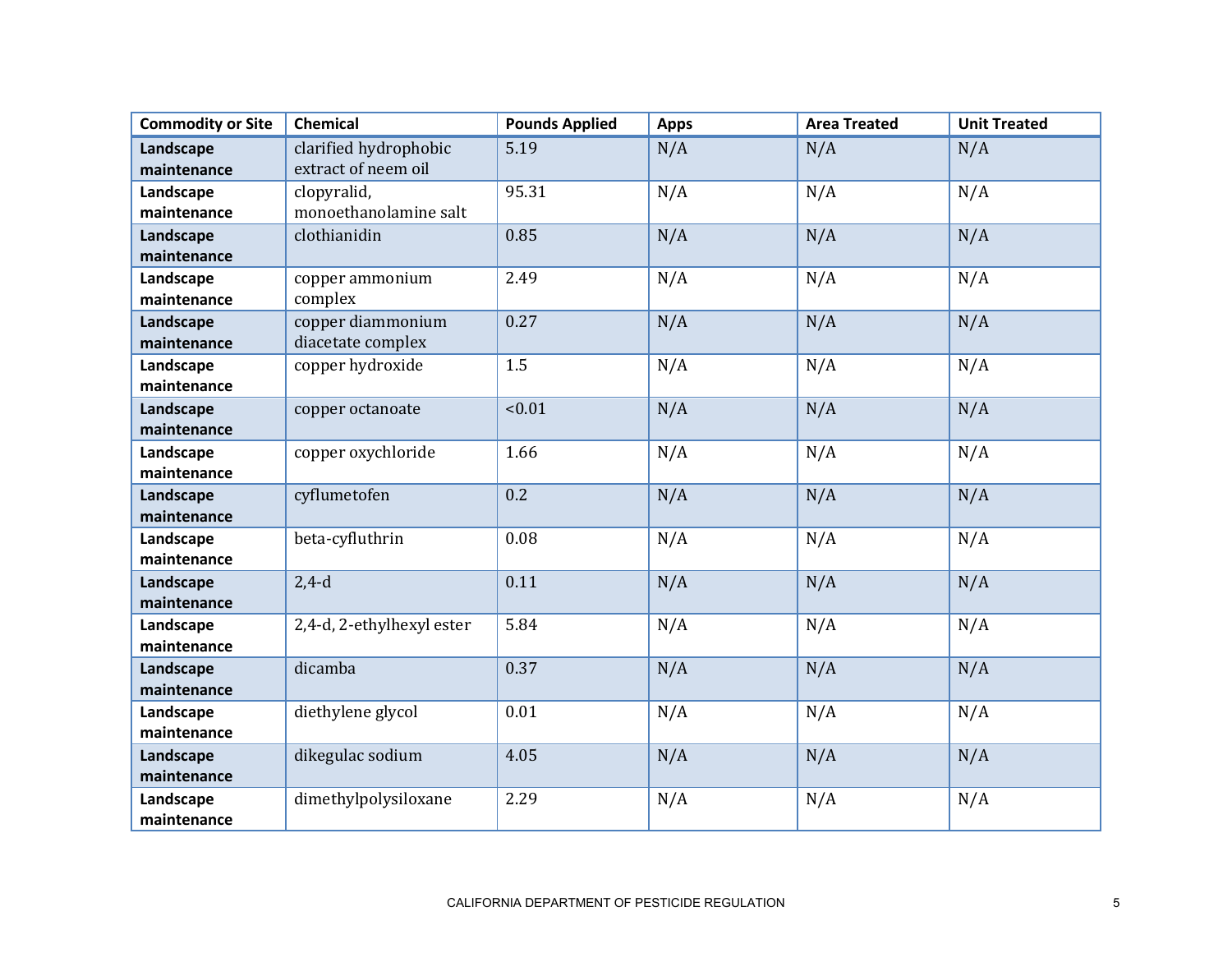| Commodity or Site | Chemical | Pounds Applied | Apps | Area Treated | Unit Treated |
|---|---|---|---|---|---|
| **Landscape maintenance** | clarified hydrophobic extract of neem oil | 5.19 | N/A | N/A | N/A |
| **Landscape maintenance** | clopyralid, monoethanolamine salt | 95.31 | N/A | N/A | N/A |
| **Landscape maintenance** | clothianidin | 0.85 | N/A | N/A | N/A |
| **Landscape maintenance** | copper ammonium complex | 2.49 | N/A | N/A | N/A |
| **Landscape maintenance** | copper diammonium diacetate complex | 0.27 | N/A | N/A | N/A |
| **Landscape maintenance** | copper hydroxide | 1.5 | N/A | N/A | N/A |
| **Landscape maintenance** | copper octanoate | <0.01 | N/A | N/A | N/A |
| **Landscape maintenance** | copper oxychloride | 1.66 | N/A | N/A | N/A |
| **Landscape maintenance** | cyflumetofen | 0.2 | N/A | N/A | N/A |
| **Landscape maintenance** | beta-cyfluthrin | 0.08 | N/A | N/A | N/A |
| **Landscape maintenance** | 2,4-d | 0.11 | N/A | N/A | N/A |
| **Landscape maintenance** | 2,4-d, 2-ethylhexyl ester | 5.84 | N/A | N/A | N/A |
| **Landscape maintenance** | dicamba | 0.37 | N/A | N/A | N/A |
| **Landscape maintenance** | diethylene glycol | 0.01 | N/A | N/A | N/A |
| **Landscape maintenance** | dikegulac sodium | 4.05 | N/A | N/A | N/A |
| **Landscape maintenance** | dimethylpolysiloxane | 2.29 | N/A | N/A | N/A |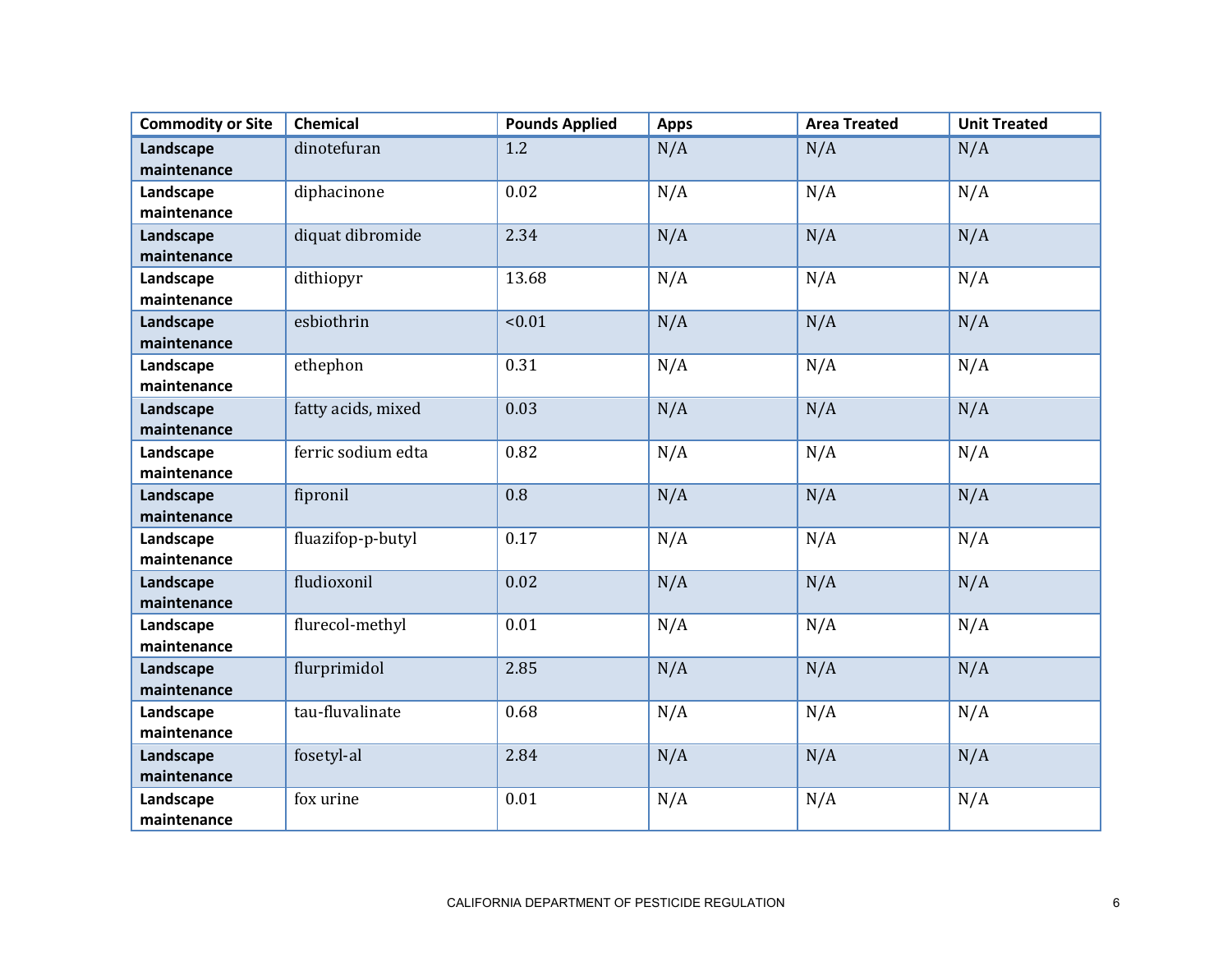| Commodity or Site | Chemical | Pounds Applied | Apps | Area Treated | Unit Treated |
|---|---|---|---|---|---|
| **Landscape maintenance** | dinotefuran | 1.2 | N/A | N/A | N/A |
| **Landscape maintenance** | diphacinone | 0.02 | N/A | N/A | N/A |
| **Landscape maintenance** | diquat dibromide | 2.34 | N/A | N/A | N/A |
| **Landscape maintenance** | dithiopyr | 13.68 | N/A | N/A | N/A |
| **Landscape maintenance** | esbiothrin | <0.01 | N/A | N/A | N/A |
| **Landscape maintenance** | ethephon | 0.31 | N/A | N/A | N/A |
| **Landscape maintenance** | fatty acids, mixed | 0.03 | N/A | N/A | N/A |
| **Landscape maintenance** | ferric sodium edta | 0.82 | N/A | N/A | N/A |
| **Landscape maintenance** | fipronil | 0.8 | N/A | N/A | N/A |
| **Landscape maintenance** | fluazifop-p-butyl | 0.17 | N/A | N/A | N/A |
| **Landscape maintenance** | fludioxonil | 0.02 | N/A | N/A | N/A |
| **Landscape maintenance** | flurecol-methyl | 0.01 | N/A | N/A | N/A |
| **Landscape maintenance** | flurprimidol | 2.85 | N/A | N/A | N/A |
| **Landscape maintenance** | tau-fluvalinate | 0.68 | N/A | N/A | N/A |
| **Landscape maintenance** | fosetyl-al | 2.84 | N/A | N/A | N/A |
| **Landscape maintenance** | fox urine | 0.01 | N/A | N/A | N/A |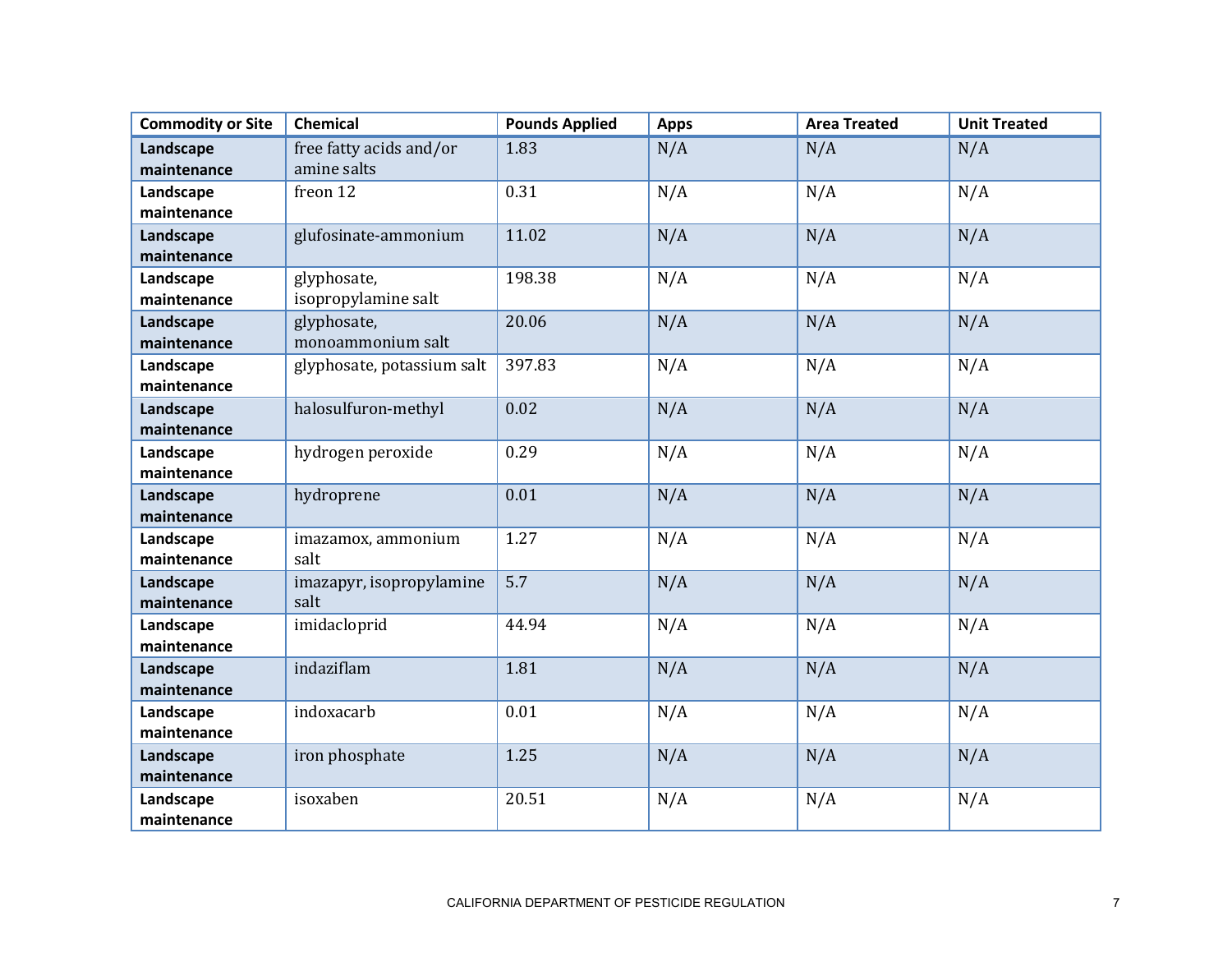| Commodity or Site | Chemical | Pounds Applied | Apps | Area Treated | Unit Treated |
|---|---|---|---|---|---|
| **Landscape maintenance** | free fatty acids and/or amine salts | 1.83 | N/A | N/A | N/A |
| **Landscape maintenance** | freon 12 | 0.31 | N/A | N/A | N/A |
| **Landscape maintenance** | glufosinate-ammonium | 11.02 | N/A | N/A | N/A |
| **Landscape maintenance** | glyphosate, isopropylamine salt | 198.38 | N/A | N/A | N/A |
| **Landscape maintenance** | glyphosate, monoammonium salt | 20.06 | N/A | N/A | N/A |
| **Landscape maintenance** | glyphosate, potassium salt | 397.83 | N/A | N/A | N/A |
| **Landscape maintenance** | halosulfuron-methyl | 0.02 | N/A | N/A | N/A |
| **Landscape maintenance** | hydrogen peroxide | 0.29 | N/A | N/A | N/A |
| **Landscape maintenance** | hydroprene | 0.01 | N/A | N/A | N/A |
| **Landscape maintenance** | imazamox, ammonium salt | 1.27 | N/A | N/A | N/A |
| **Landscape maintenance** | imazapyr, isopropylamine salt | 5.7 | N/A | N/A | N/A |
| **Landscape maintenance** | imidacloprid | 44.94 | N/A | N/A | N/A |
| **Landscape maintenance** | indaziflam | 1.81 | N/A | N/A | N/A |
| **Landscape maintenance** | indoxacarb | 0.01 | N/A | N/A | N/A |
| **Landscape maintenance** | iron phosphate | 1.25 | N/A | N/A | N/A |
| **Landscape maintenance** | isoxaben | 20.51 | N/A | N/A | N/A |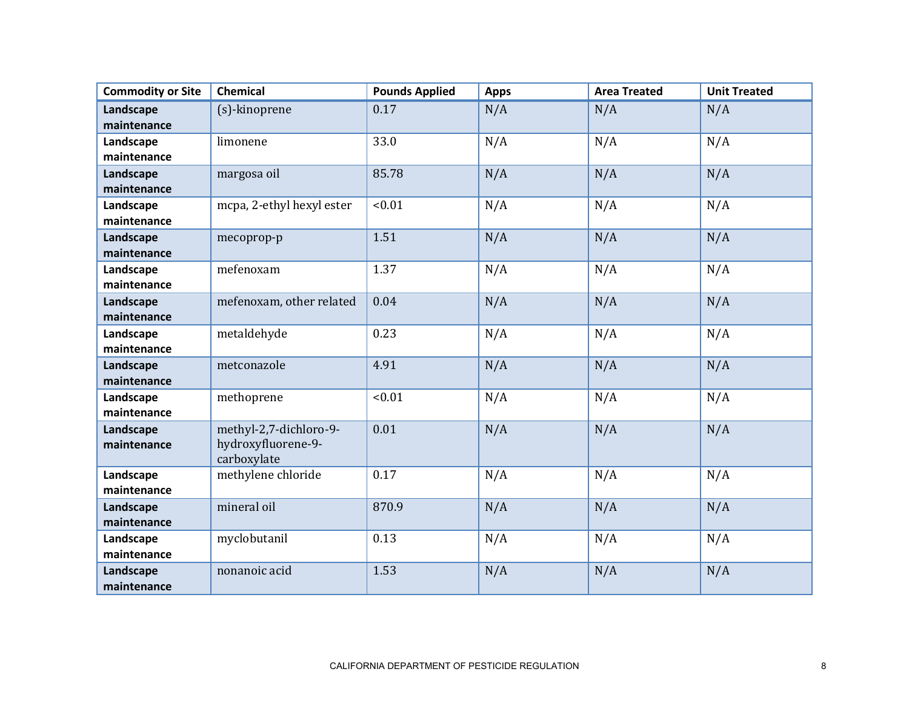| Commodity or Site | Chemical | Pounds Applied | Apps | Area Treated | Unit Treated |
|---|---|---|---|---|---|
| **Landscape maintenance** | (s)-kinoprene | 0.17 | N/A | N/A | N/A |
| **Landscape maintenance** | limonene | 33.0 | N/A | N/A | N/A |
| **Landscape maintenance** | margosa oil | 85.78 | N/A | N/A | N/A |
| **Landscape maintenance** | mcpa, 2-ethyl hexyl ester | <0.01 | N/A | N/A | N/A |
| **Landscape maintenance** | mecoprop-p | 1.51 | N/A | N/A | N/A |
| **Landscape maintenance** | mefenoxam | 1.37 | N/A | N/A | N/A |
| **Landscape maintenance** | mefenoxam, other related | 0.04 | N/A | N/A | N/A |
| **Landscape maintenance** | metaldehyde | 0.23 | N/A | N/A | N/A |
| **Landscape maintenance** | metconazole | 4.91 | N/A | N/A | N/A |
| **Landscape maintenance** | methoprene | <0.01 | N/A | N/A | N/A |
| **Landscape maintenance** | methyl-2,7-dichloro-9-hydroxyfluorene-9-carboxylate | 0.01 | N/A | N/A | N/A |
| **Landscape maintenance** | methylene chloride | 0.17 | N/A | N/A | N/A |
| **Landscape maintenance** | mineral oil | 870.9 | N/A | N/A | N/A |
| **Landscape maintenance** | myclobutanil | 0.13 | N/A | N/A | N/A |
| **Landscape maintenance** | nonanoic acid | 1.53 | N/A | N/A | N/A |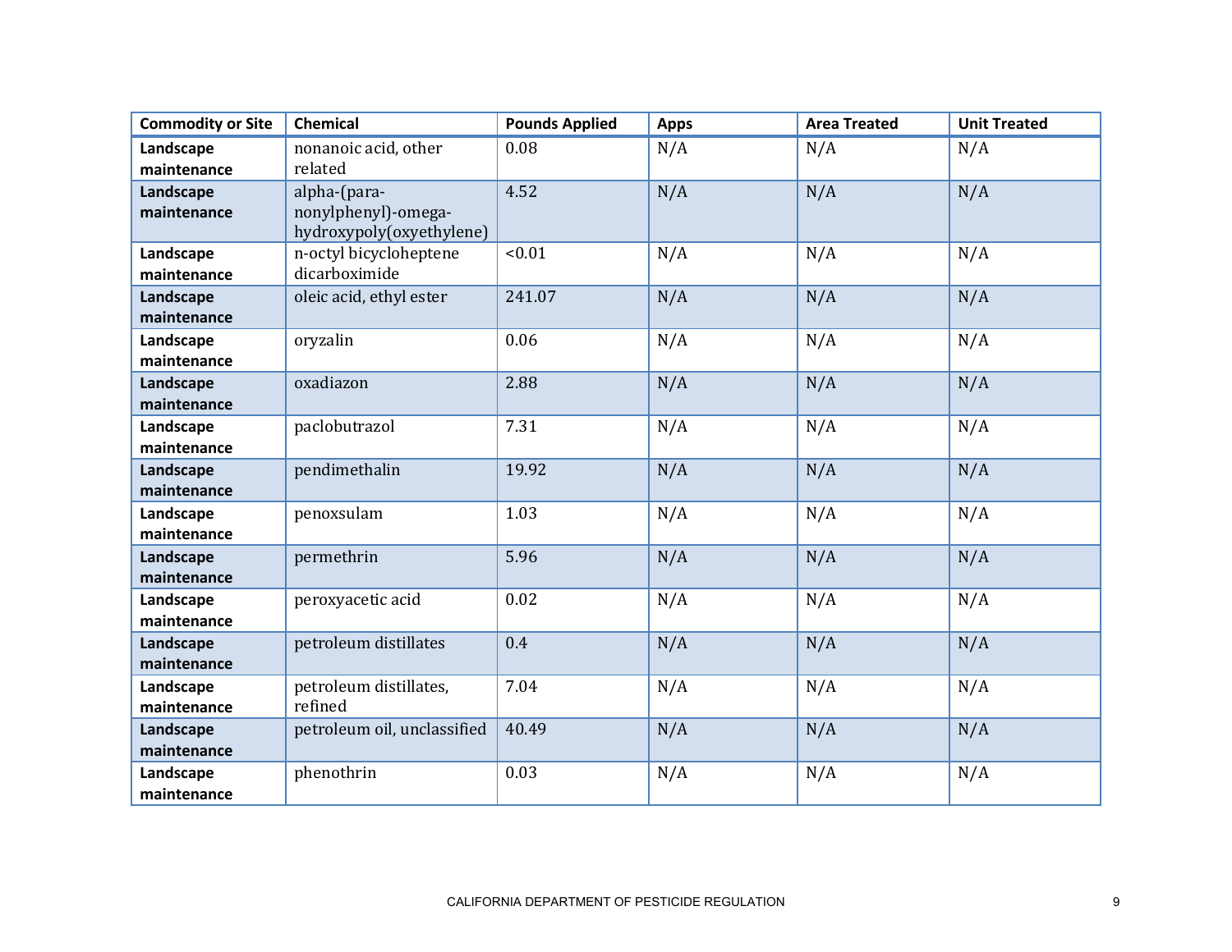| Commodity or Site | Chemical | Pounds Applied | Apps | Area Treated | Unit Treated |
|---|---|---|---|---|---|
| **Landscape maintenance** | nonanoic acid, other related | 0.08 | N/A | N/A | N/A |
| **Landscape maintenance** | alpha-(para-nonylphenyl)-omega-hydroxypoly(oxyethylene) | 4.52 | N/A | N/A | N/A |
| **Landscape maintenance** | n-octyl bicycloheptene dicarboximide | <0.01 | N/A | N/A | N/A |
| **Landscape maintenance** | oleic acid, ethyl ester | 241.07 | N/A | N/A | N/A |
| **Landscape maintenance** | oryzalin | 0.06 | N/A | N/A | N/A |
| **Landscape maintenance** | oxadiazon | 2.88 | N/A | N/A | N/A |
| **Landscape maintenance** | paclobutrazol | 7.31 | N/A | N/A | N/A |
| **Landscape maintenance** | pendimethalin | 19.92 | N/A | N/A | N/A |
| **Landscape maintenance** | penoxsulam | 1.03 | N/A | N/A | N/A |
| **Landscape maintenance** | permethrin | 5.96 | N/A | N/A | N/A |
| **Landscape maintenance** | peroxyacetic acid | 0.02 | N/A | N/A | N/A |
| **Landscape maintenance** | petroleum distillates | 0.4 | N/A | N/A | N/A |
| **Landscape maintenance** | petroleum distillates, refined | 7.04 | N/A | N/A | N/A |
| **Landscape maintenance** | petroleum oil, unclassified | 40.49 | N/A | N/A | N/A |
| **Landscape maintenance** | phenothrin | 0.03 | N/A | N/A | N/A |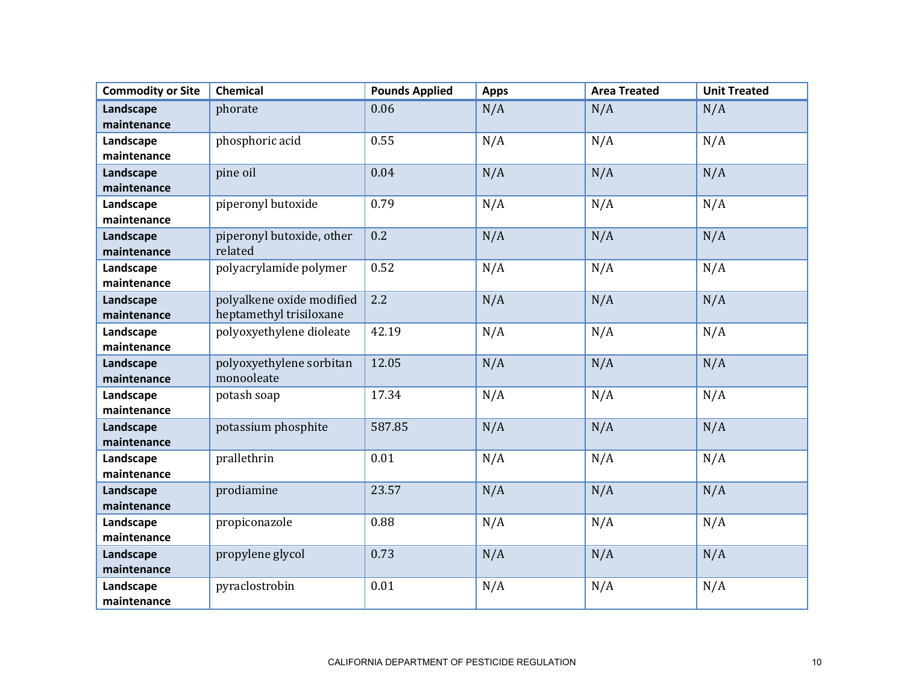| Commodity or Site | Chemical | Pounds Applied | Apps | Area Treated | Unit Treated |
|---|---|---|---|---|---|
| **Landscape maintenance** | phorate | 0.06 | N/A | N/A | N/A |
| **Landscape maintenance** | phosphoric acid | 0.55 | N/A | N/A | N/A |
| **Landscape maintenance** | pine oil | 0.04 | N/A | N/A | N/A |
| **Landscape maintenance** | piperonyl butoxide | 0.79 | N/A | N/A | N/A |
| **Landscape maintenance** | piperonyl butoxide, other related | 0.2 | N/A | N/A | N/A |
| **Landscape maintenance** | polyacrylamide polymer | 0.52 | N/A | N/A | N/A |
| **Landscape maintenance** | polyalkene oxide modified heptamethyl trisiloxane | 2.2 | N/A | N/A | N/A |
| **Landscape maintenance** | polyoxyethylene dioleate | 42.19 | N/A | N/A | N/A |
| **Landscape maintenance** | polyoxyethylene sorbitan monooleate | 12.05 | N/A | N/A | N/A |
| **Landscape maintenance** | potash soap | 17.34 | N/A | N/A | N/A |
| **Landscape maintenance** | potassium phosphite | 587.85 | N/A | N/A | N/A |
| **Landscape maintenance** | prallethrin | 0.01 | N/A | N/A | N/A |
| **Landscape maintenance** | prodiamine | 23.57 | N/A | N/A | N/A |
| **Landscape maintenance** | propiconazole | 0.88 | N/A | N/A | N/A |
| **Landscape maintenance** | propylene glycol | 0.73 | N/A | N/A | N/A |
| **Landscape maintenance** | pyraclostrobin | 0.01 | N/A | N/A | N/A |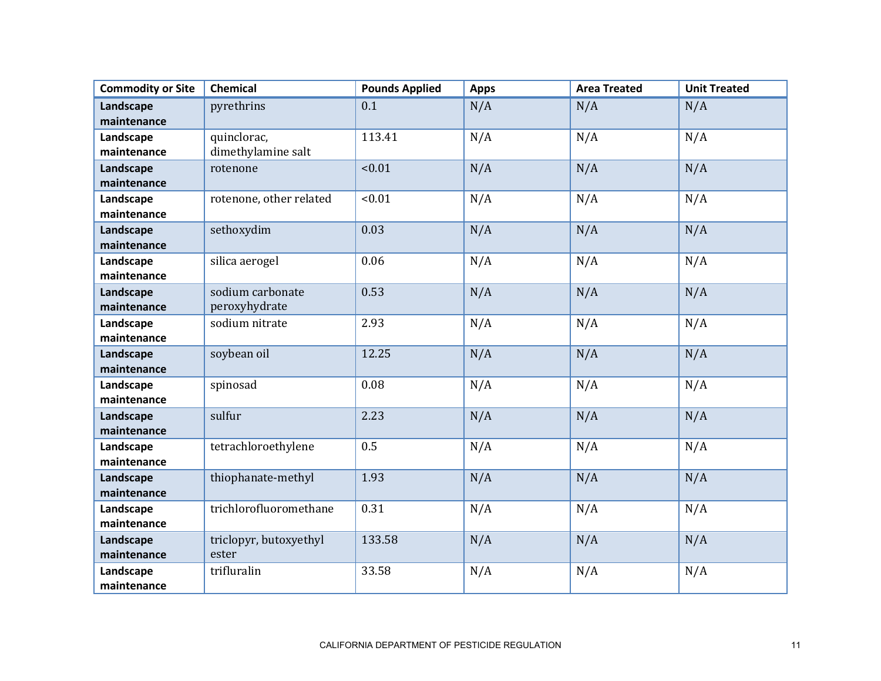| Commodity or Site | Chemical | Pounds Applied | Apps | Area Treated | Unit Treated |
|---|---|---|---|---|---|
| **Landscape maintenance** | pyrethrins | 0.1 | N/A | N/A | N/A |
| **Landscape maintenance** | quinclorac, dimethylamine salt | 113.41 | N/A | N/A | N/A |
| **Landscape maintenance** | rotenone | <0.01 | N/A | N/A | N/A |
| **Landscape maintenance** | rotenone, other related | <0.01 | N/A | N/A | N/A |
| **Landscape maintenance** | sethoxydim | 0.03 | N/A | N/A | N/A |
| **Landscape maintenance** | silica aerogel | 0.06 | N/A | N/A | N/A |
| **Landscape maintenance** | sodium carbonate peroxyhydrate | 0.53 | N/A | N/A | N/A |
| **Landscape maintenance** | sodium nitrate | 2.93 | N/A | N/A | N/A |
| **Landscape maintenance** | soybean oil | 12.25 | N/A | N/A | N/A |
| **Landscape maintenance** | spinosad | 0.08 | N/A | N/A | N/A |
| **Landscape maintenance** | sulfur | 2.23 | N/A | N/A | N/A |
| **Landscape maintenance** | tetrachloroethylene | 0.5 | N/A | N/A | N/A |
| **Landscape maintenance** | thiophanate-methyl | 1.93 | N/A | N/A | N/A |
| **Landscape maintenance** | trichlorofluoromethane | 0.31 | N/A | N/A | N/A |
| **Landscape maintenance** | triclopyr, butoxyethyl ester | 133.58 | N/A | N/A | N/A |
| **Landscape maintenance** | trifluralin | 33.58 | N/A | N/A | N/A |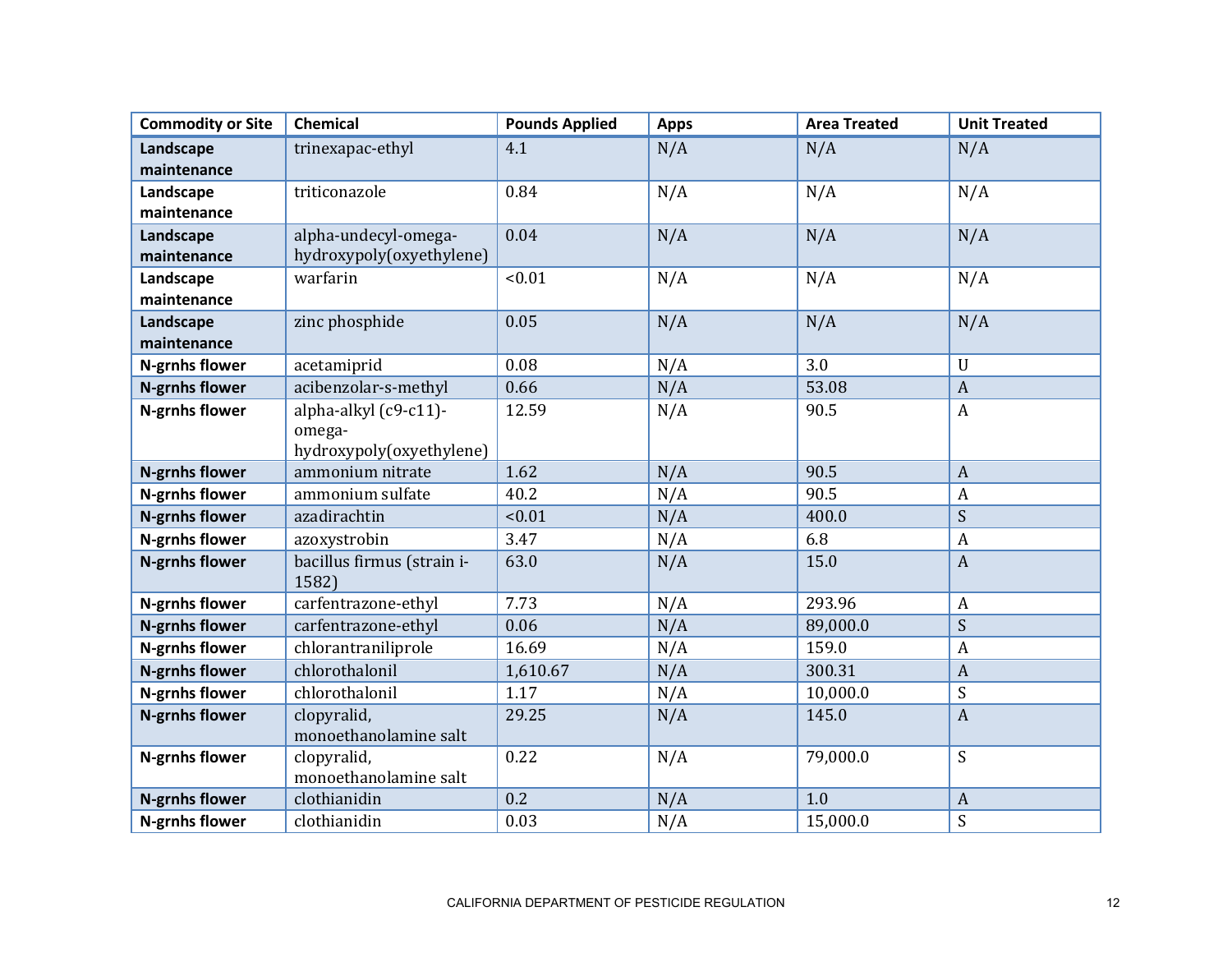| Commodity or Site | Chemical | Pounds Applied | Apps | Area Treated | Unit Treated |
|---|---|---|---|---|---|
| **Landscape maintenance** | trinexapac-ethyl | 4.1 | N/A | N/A | N/A |
| **Landscape maintenance** | triticonazole | 0.84 | N/A | N/A | N/A |
| **Landscape maintenance** | alpha-undecyl-omega-hydroxypoly(oxyethylene) | 0.04 | N/A | N/A | N/A |
| **Landscape maintenance** | warfarin | <0.01 | N/A | N/A | N/A |
| **Landscape maintenance** | zinc phosphide | 0.05 | N/A | N/A | N/A |
| **N-grnhs flower** | acetamiprid | 0.08 | N/A | 3.0 | U |
| **N-grnhs flower** | acibenzolar-s-methyl | 0.66 | N/A | 53.08 | A |
| **N-grnhs flower** | alpha-alkyl (c9-c11)-omega-hydroxypoly(oxyethylene) | 12.59 | N/A | 90.5 | A |
| **N-grnhs flower** | ammonium nitrate | 1.62 | N/A | 90.5 | A |
| **N-grnhs flower** | ammonium sulfate | 40.2 | N/A | 90.5 | A |
| **N-grnhs flower** | azadirachtin | <0.01 | N/A | 400.0 | S |
| **N-grnhs flower** | azoxystrobin | 3.47 | N/A | 6.8 | A |
| **N-grnhs flower** | bacillus firmus (strain i-1582) | 63.0 | N/A | 15.0 | A |
| **N-grnhs flower** | carfentrazone-ethyl | 7.73 | N/A | 293.96 | A |
| **N-grnhs flower** | carfentrazone-ethyl | 0.06 | N/A | 89,000.0 | S |
| **N-grnhs flower** | chlorantraniliprole | 16.69 | N/A | 159.0 | A |
| **N-grnhs flower** | chlorothalonil | 1,610.67 | N/A | 300.31 | A |
| **N-grnhs flower** | chlorothalonil | 1.17 | N/A | 10,000.0 | S |
| **N-grnhs flower** | clopyralid, monoethanolamine salt | 29.25 | N/A | 145.0 | A |
| **N-grnhs flower** | clopyralid, monoethanolamine salt | 0.22 | N/A | 79,000.0 | S |
| **N-grnhs flower** | clothianidin | 0.2 | N/A | 1.0 | A |
| **N-grnhs flower** | clothianidin | 0.03 | N/A | 15,000.0 | S |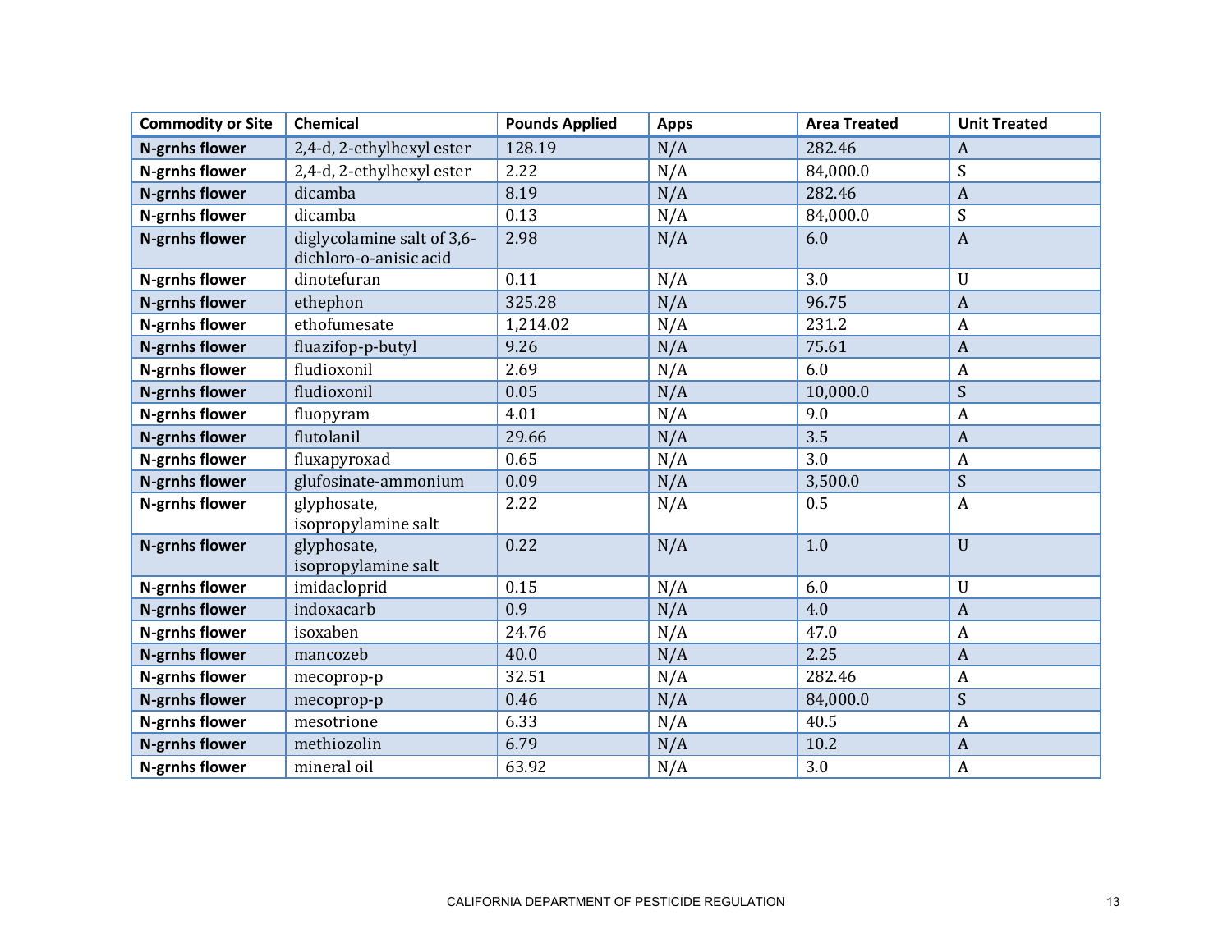| Commodity or Site | Chemical | Pounds Applied | Apps | Area Treated | Unit Treated |
|---|---|---|---|---|---|
| **N-grnhs flower** | 2,4-d, 2-ethylhexyl ester | 128.19 | N/A | 282.46 | A |
| **N-grnhs flower** | 2,4-d, 2-ethylhexyl ester | 2.22 | N/A | 84,000.0 | S |
| **N-grnhs flower** | dicamba | 8.19 | N/A | 282.46 | A |
| **N-grnhs flower** | dicamba | 0.13 | N/A | 84,000.0 | S |
| **N-grnhs flower** | diglycolamine salt of 3,6-dichloro-o-anisic acid | 2.98 | N/A | 6.0 | A |
| **N-grnhs flower** | dinotefuran | 0.11 | N/A | 3.0 | U |
| **N-grnhs flower** | ethephon | 325.28 | N/A | 96.75 | A |
| **N-grnhs flower** | ethofumesate | 1,214.02 | N/A | 231.2 | A |
| **N-grnhs flower** | fluazifop-p-butyl | 9.26 | N/A | 75.61 | A |
| **N-grnhs flower** | fludioxonil | 2.69 | N/A | 6.0 | A |
| **N-grnhs flower** | fludioxonil | 0.05 | N/A | 10,000.0 | S |
| **N-grnhs flower** | fluopyram | 4.01 | N/A | 9.0 | A |
| **N-grnhs flower** | flutolanil | 29.66 | N/A | 3.5 | A |
| **N-grnhs flower** | fluxapyroxad | 0.65 | N/A | 3.0 | A |
| **N-grnhs flower** | glufosinate-ammonium | 0.09 | N/A | 3,500.0 | S |
| **N-grnhs flower** | glyphosate, isopropylamine salt | 2.22 | N/A | 0.5 | A |
| **N-grnhs flower** | glyphosate, isopropylamine salt | 0.22 | N/A | 1.0 | U |
| **N-grnhs flower** | imidacloprid | 0.15 | N/A | 6.0 | U |
| **N-grnhs flower** | indoxacarb | 0.9 | N/A | 4.0 | A |
| **N-grnhs flower** | isoxaben | 24.76 | N/A | 47.0 | A |
| **N-grnhs flower** | mancozeb | 40.0 | N/A | 2.25 | A |
| **N-grnhs flower** | mecoprop-p | 32.51 | N/A | 282.46 | A |
| **N-grnhs flower** | mecoprop-p | 0.46 | N/A | 84,000.0 | S |
| **N-grnhs flower** | mesotrione | 6.33 | N/A | 40.5 | A |
| **N-grnhs flower** | methiozolin | 6.79 | N/A | 10.2 | A |
| **N-grnhs flower** | mineral oil | 63.92 | N/A | 3.0 | A |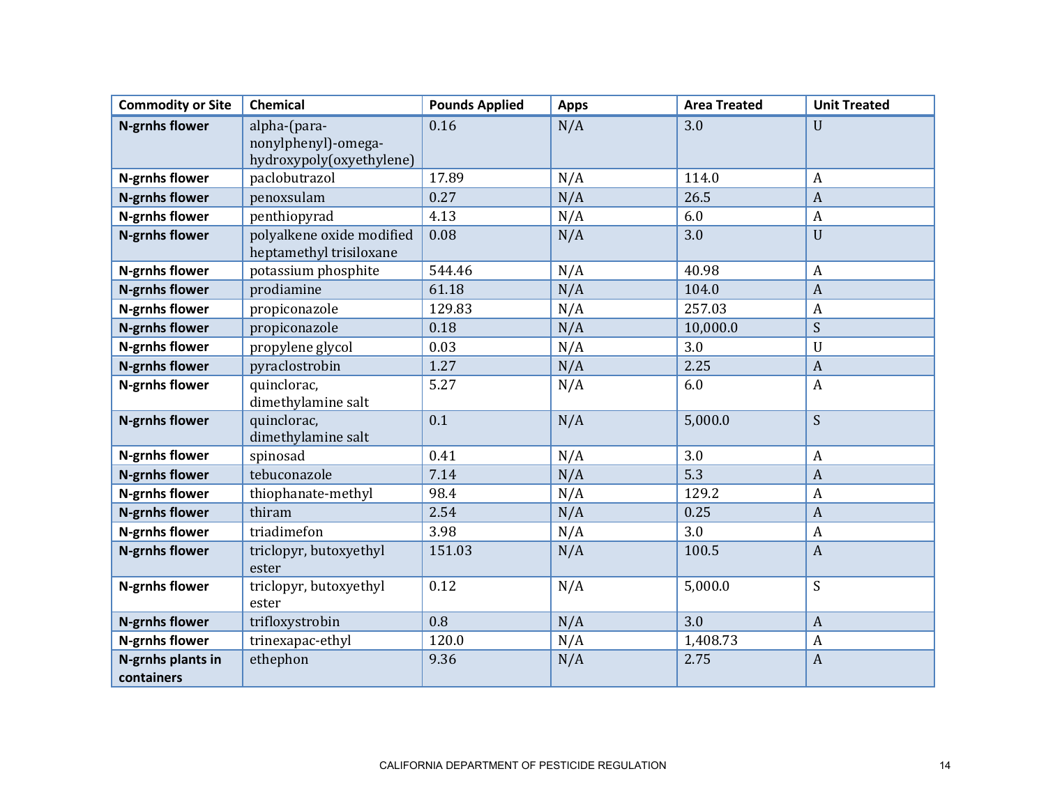| Commodity or Site | Chemical | Pounds Applied | Apps | Area Treated | Unit Treated |
|---|---|---|---|---|---|
| **N-grnhs flower** | alpha-(para-nonylphenyl)-omega-hydroxypoly(oxyethylene) | 0.16 | N/A | 3.0 | U |
| **N-grnhs flower** | paclobutrazol | 17.89 | N/A | 114.0 | A |
| **N-grnhs flower** | penoxsulam | 0.27 | N/A | 26.5 | A |
| **N-grnhs flower** | penthiopyrad | 4.13 | N/A | 6.0 | A |
| **N-grnhs flower** | polyalkene oxide modified heptamethyl trisiloxane | 0.08 | N/A | 3.0 | U |
| **N-grnhs flower** | potassium phosphite | 544.46 | N/A | 40.98 | A |
| **N-grnhs flower** | prodiamine | 61.18 | N/A | 104.0 | A |
| **N-grnhs flower** | propiconazole | 129.83 | N/A | 257.03 | A |
| **N-grnhs flower** | propiconazole | 0.18 | N/A | 10,000.0 | S |
| **N-grnhs flower** | propylene glycol | 0.03 | N/A | 3.0 | U |
| **N-grnhs flower** | pyraclostrobin | 1.27 | N/A | 2.25 | A |
| **N-grnhs flower** | quinclorac, dimethylamine salt | 5.27 | N/A | 6.0 | A |
| **N-grnhs flower** | quinclorac, dimethylamine salt | 0.1 | N/A | 5,000.0 | S |
| **N-grnhs flower** | spinosad | 0.41 | N/A | 3.0 | A |
| **N-grnhs flower** | tebuconazole | 7.14 | N/A | 5.3 | A |
| **N-grnhs flower** | thiophanate-methyl | 98.4 | N/A | 129.2 | A |
| **N-grnhs flower** | thiram | 2.54 | N/A | 0.25 | A |
| **N-grnhs flower** | triadimefon | 3.98 | N/A | 3.0 | A |
| **N-grnhs flower** | triclopyr, butoxyethyl ester | 151.03 | N/A | 100.5 | A |
| **N-grnhs flower** | triclopyr, butoxyethyl ester | 0.12 | N/A | 5,000.0 | S |
| **N-grnhs flower** | trifloxystrobin | 0.8 | N/A | 3.0 | A |
| **N-grnhs flower** | trinexapac-ethyl | 120.0 | N/A | 1,408.73 | A |
| **N-grnhs plants in containers** | ethephon | 9.36 | N/A | 2.75 | A |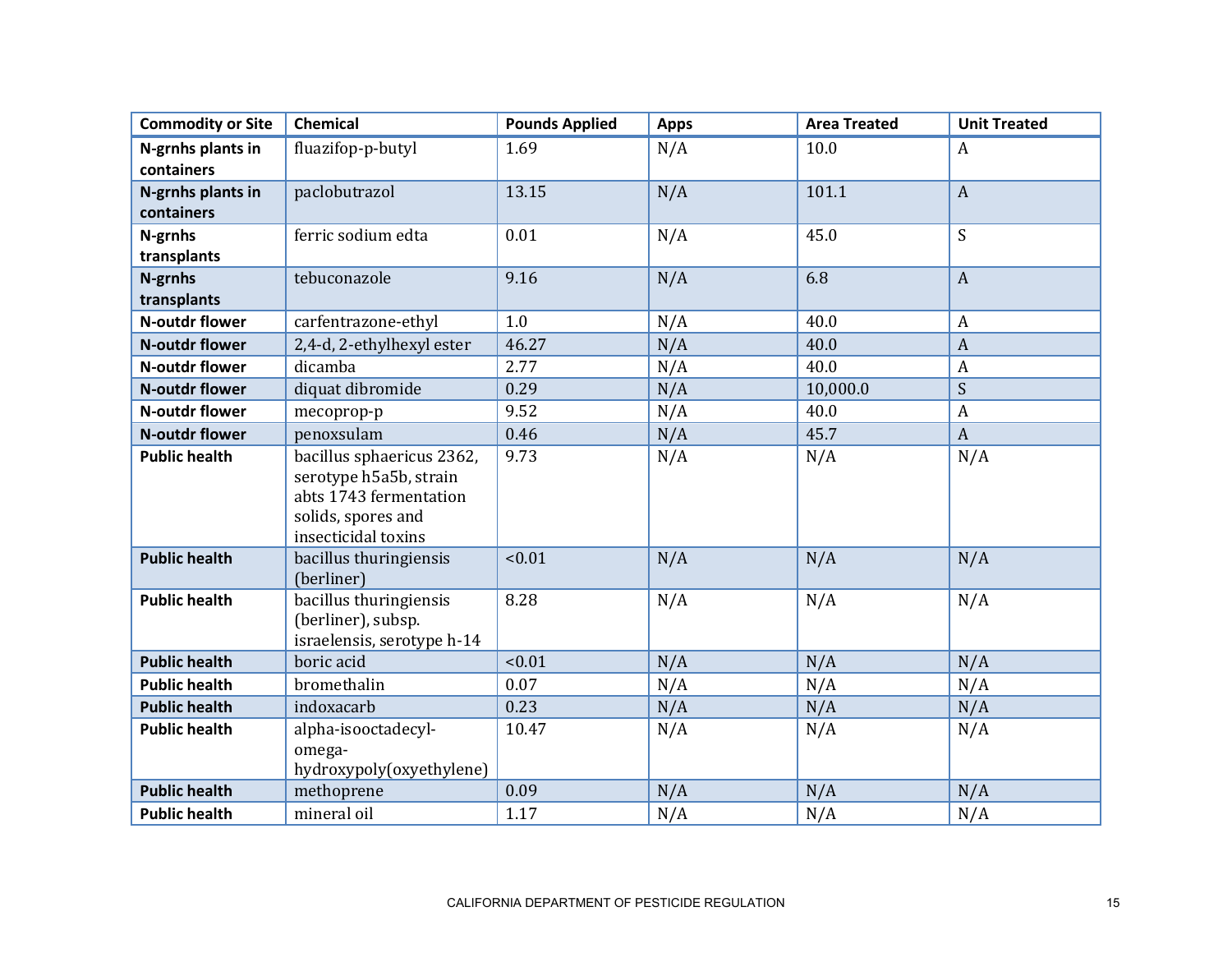| Commodity or Site | Chemical | Pounds Applied | Apps | Area Treated | Unit Treated |
|---|---|---|---|---|---|
| **N-grnhs plants in containers** | fluazifop-p-butyl | 1.69 | N/A | 10.0 | A |
| **N-grnhs plants in containers** | paclobutrazol | 13.15 | N/A | 101.1 | A |
| **N-grnhs transplants** | ferric sodium edta | 0.01 | N/A | 45.0 | S |
| **N-grnhs transplants** | tebuconazole | 9.16 | N/A | 6.8 | A |
| **N-outdr flower** | carfentrazone-ethyl | 1.0 | N/A | 40.0 | A |
| **N-outdr flower** | 2,4-d, 2-ethylhexyl ester | 46.27 | N/A | 40.0 | A |
| **N-outdr flower** | dicamba | 2.77 | N/A | 40.0 | A |
| **N-outdr flower** | diquat dibromide | 0.29 | N/A | 10,000.0 | S |
| **N-outdr flower** | mecoprop-p | 9.52 | N/A | 40.0 | A |
| **N-outdr flower** | penoxsulam | 0.46 | N/A | 45.7 | A |
| **Public health** | bacillus sphaericus 2362, serotype h5a5b, strain abts 1743 fermentation solids, spores and insecticidal toxins | 9.73 | N/A | N/A | N/A |
| **Public health** | bacillus thuringiensis (berliner) | <0.01 | N/A | N/A | N/A |
| **Public health** | bacillus thuringiensis (berliner), subsp. israelensis, serotype h-14 | 8.28 | N/A | N/A | N/A |
| **Public health** | boric acid | <0.01 | N/A | N/A | N/A |
| **Public health** | bromethalin | 0.07 | N/A | N/A | N/A |
| **Public health** | indoxacarb | 0.23 | N/A | N/A | N/A |
| **Public health** | alpha-isooctadecyl-omega-hydroxypoly(oxyethylene) | 10.47 | N/A | N/A | N/A |
| **Public health** | methoprene | 0.09 | N/A | N/A | N/A |
| **Public health** | mineral oil | 1.17 | N/A | N/A | N/A |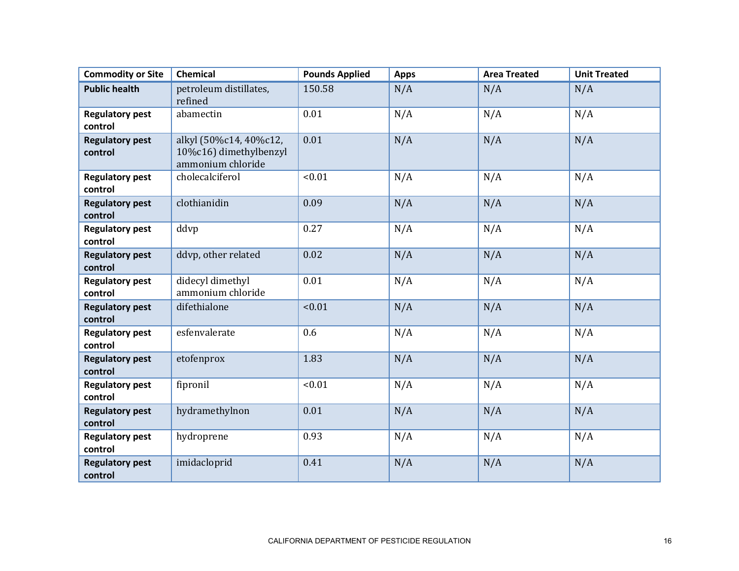| Commodity or Site | Chemical | Pounds Applied | Apps | Area Treated | Unit Treated |
|---|---|---|---|---|---|
| **Public health** | petroleum distillates, refined | 150.58 | N/A | N/A | N/A |
| **Regulatory pest control** | abamectin | 0.01 | N/A | N/A | N/A |
| **Regulatory pest control** | alkyl (50%c14, 40%c12, 10%c16) dimethylbenzyl ammonium chloride | 0.01 | N/A | N/A | N/A |
| **Regulatory pest control** | cholecalciferol | <0.01 | N/A | N/A | N/A |
| **Regulatory pest control** | clothianidin | 0.09 | N/A | N/A | N/A |
| **Regulatory pest control** | ddvp | 0.27 | N/A | N/A | N/A |
| **Regulatory pest control** | ddvp, other related | 0.02 | N/A | N/A | N/A |
| **Regulatory pest control** | didecyl dimethyl ammonium chloride | 0.01 | N/A | N/A | N/A |
| **Regulatory pest control** | difethialone | <0.01 | N/A | N/A | N/A |
| **Regulatory pest control** | esfenvalerate | 0.6 | N/A | N/A | N/A |
| **Regulatory pest control** | etofenprox | 1.83 | N/A | N/A | N/A |
| **Regulatory pest control** | fipronil | <0.01 | N/A | N/A | N/A |
| **Regulatory pest control** | hydramethylnon | 0.01 | N/A | N/A | N/A |
| **Regulatory pest control** | hydroprene | 0.93 | N/A | N/A | N/A |
| **Regulatory pest control** | imidacloprid | 0.41 | N/A | N/A | N/A |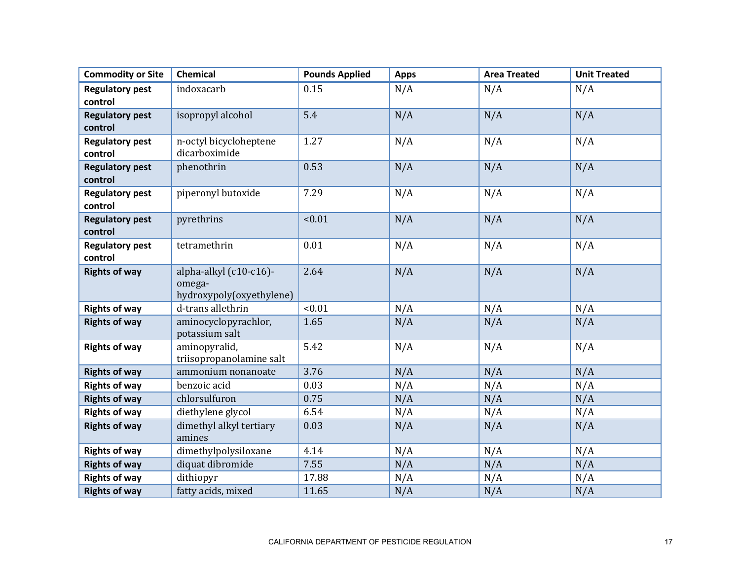| Commodity or Site | Chemical | Pounds Applied | Apps | Area Treated | Unit Treated |
|---|---|---|---|---|---|
| **Regulatory pest control** | indoxacarb | 0.15 | N/A | N/A | N/A |
| **Regulatory pest control** | isopropyl alcohol | 5.4 | N/A | N/A | N/A |
| **Regulatory pest control** | n-octyl bicycloheptene dicarboximide | 1.27 | N/A | N/A | N/A |
| **Regulatory pest control** | phenothrin | 0.53 | N/A | N/A | N/A |
| **Regulatory pest control** | piperonyl butoxide | 7.29 | N/A | N/A | N/A |
| **Regulatory pest control** | pyrethrins | <0.01 | N/A | N/A | N/A |
| **Regulatory pest control** | tetramethrin | 0.01 | N/A | N/A | N/A |
| **Rights of way** | alpha-alkyl (c10-c16)-omega-hydroxypoly(oxyethylene) | 2.64 | N/A | N/A | N/A |
| **Rights of way** | d-trans allethrin | <0.01 | N/A | N/A | N/A |
| **Rights of way** | aminocyclopyrachlor, potassium salt | 1.65 | N/A | N/A | N/A |
| **Rights of way** | aminopyralid, triisopropanolamine salt | 5.42 | N/A | N/A | N/A |
| **Rights of way** | ammonium nonanoate | 3.76 | N/A | N/A | N/A |
| **Rights of way** | benzoic acid | 0.03 | N/A | N/A | N/A |
| **Rights of way** | chlorsulfuron | 0.75 | N/A | N/A | N/A |
| **Rights of way** | diethylene glycol | 6.54 | N/A | N/A | N/A |
| **Rights of way** | dimethyl alkyl tertiary amines | 0.03 | N/A | N/A | N/A |
| **Rights of way** | dimethylpolysiloxane | 4.14 | N/A | N/A | N/A |
| **Rights of way** | diquat dibromide | 7.55 | N/A | N/A | N/A |
| **Rights of way** | dithiopyr | 17.88 | N/A | N/A | N/A |
| **Rights of way** | fatty acids, mixed | 11.65 | N/A | N/A | N/A |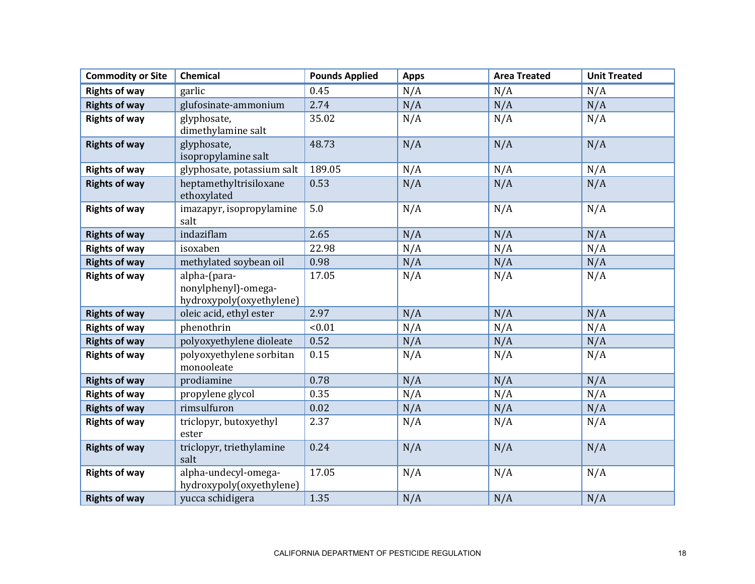| Commodity or Site | Chemical | Pounds Applied | Apps | Area Treated | Unit Treated |
|---|---|---|---|---|---|
| **Rights of way** | garlic | 0.45 | N/A | N/A | N/A |
| **Rights of way** | glufosinate-ammonium | 2.74 | N/A | N/A | N/A |
| **Rights of way** | glyphosate, dimethylamine salt | 35.02 | N/A | N/A | N/A |
| **Rights of way** | glyphosate, isopropylamine salt | 48.73 | N/A | N/A | N/A |
| **Rights of way** | glyphosate, potassium salt | 189.05 | N/A | N/A | N/A |
| **Rights of way** | heptamethyltrisiloxane ethoxylated | 0.53 | N/A | N/A | N/A |
| **Rights of way** | imazapyr, isopropylamine salt | 5.0 | N/A | N/A | N/A |
| **Rights of way** | indaziflam | 2.65 | N/A | N/A | N/A |
| **Rights of way** | isoxaben | 22.98 | N/A | N/A | N/A |
| **Rights of way** | methylated soybean oil | 0.98 | N/A | N/A | N/A |
| **Rights of way** | alpha-(para-nonylphenyl)-omega-hydroxypoly(oxyethylene) | 17.05 | N/A | N/A | N/A |
| **Rights of way** | oleic acid, ethyl ester | 2.97 | N/A | N/A | N/A |
| **Rights of way** | phenothrin | <0.01 | N/A | N/A | N/A |
| **Rights of way** | polyoxyethylene dioleate | 0.52 | N/A | N/A | N/A |
| **Rights of way** | polyoxyethylene sorbitan monooleate | 0.15 | N/A | N/A | N/A |
| **Rights of way** | prodiamine | 0.78 | N/A | N/A | N/A |
| **Rights of way** | propylene glycol | 0.35 | N/A | N/A | N/A |
| **Rights of way** | rimsulfuron | 0.02 | N/A | N/A | N/A |
| **Rights of way** | triclopyr, butoxyethyl ester | 2.37 | N/A | N/A | N/A |
| **Rights of way** | triclopyr, triethylamine salt | 0.24 | N/A | N/A | N/A |
| **Rights of way** | alpha-undecyl-omega-hydroxypoly(oxyethylene) | 17.05 | N/A | N/A | N/A |
| **Rights of way** | yucca schidigera | 1.35 | N/A | N/A | N/A |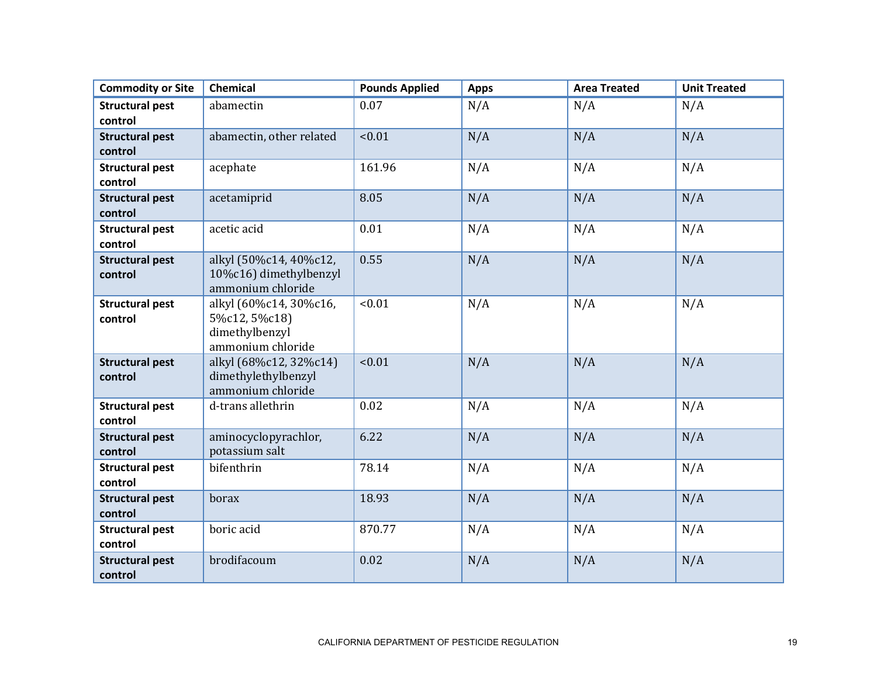| Commodity or Site | Chemical | Pounds Applied | Apps | Area Treated | Unit Treated |
|---|---|---|---|---|---|
| **Structural pest control** | abamectin | 0.07 | N/A | N/A | N/A |
| **Structural pest control** | abamectin, other related | <0.01 | N/A | N/A | N/A |
| **Structural pest control** | acephate | 161.96 | N/A | N/A | N/A |
| **Structural pest control** | acetamiprid | 8.05 | N/A | N/A | N/A |
| **Structural pest control** | acetic acid | 0.01 | N/A | N/A | N/A |
| **Structural pest control** | alkyl (50%c14, 40%c12, 10%c16) dimethylbenzyl ammonium chloride | 0.55 | N/A | N/A | N/A |
| **Structural pest control** | alkyl (60%c14, 30%c16, 5%c12, 5%c18) dimethylbenzyl ammonium chloride | <0.01 | N/A | N/A | N/A |
| **Structural pest control** | alkyl (68%c12, 32%c14) dimethylethylbenzyl ammonium chloride | <0.01 | N/A | N/A | N/A |
| **Structural pest control** | d-trans allethrin | 0.02 | N/A | N/A | N/A |
| **Structural pest control** | aminocyclopyrachlor, potassium salt | 6.22 | N/A | N/A | N/A |
| **Structural pest control** | bifenthrin | 78.14 | N/A | N/A | N/A |
| **Structural pest control** | borax | 18.93 | N/A | N/A | N/A |
| **Structural pest control** | boric acid | 870.77 | N/A | N/A | N/A |
| **Structural pest control** | brodifacoum | 0.02 | N/A | N/A | N/A |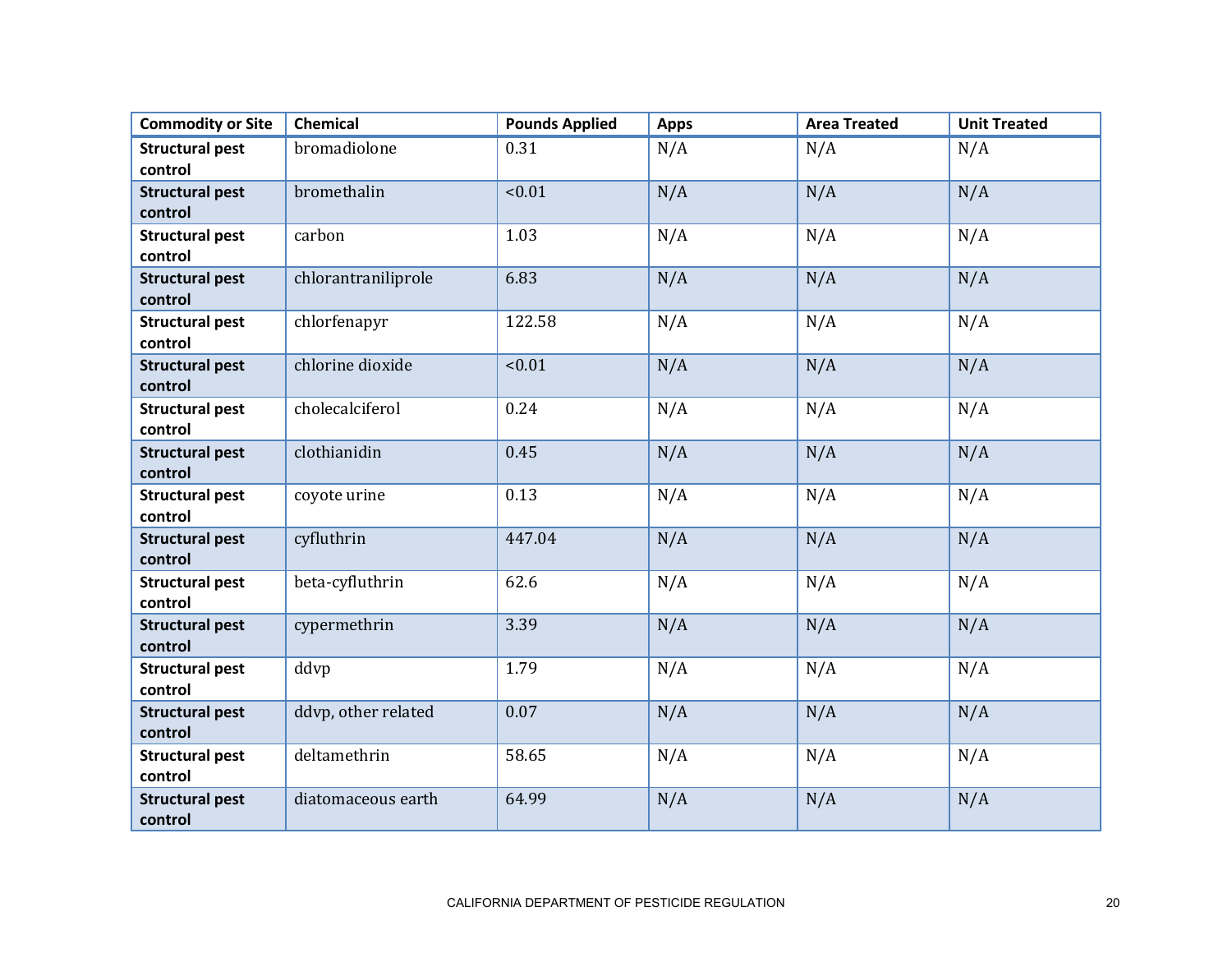| Commodity or Site | Chemical | Pounds Applied | Apps | Area Treated | Unit Treated |
| --- | --- | --- | --- | --- | --- |
| **Structural pest control** | bromadiolone | 0.31 | N/A | N/A | N/A |
| **Structural pest control** | bromethalin | <0.01 | N/A | N/A | N/A |
| **Structural pest control** | carbon | 1.03 | N/A | N/A | N/A |
| **Structural pest control** | chlorantraniliprole | 6.83 | N/A | N/A | N/A |
| **Structural pest control** | chlorfenapyr | 122.58 | N/A | N/A | N/A |
| **Structural pest control** | chlorine dioxide | <0.01 | N/A | N/A | N/A |
| **Structural pest control** | cholecalciferol | 0.24 | N/A | N/A | N/A |
| **Structural pest control** | clothianidin | 0.45 | N/A | N/A | N/A |
| **Structural pest control** | coyote urine | 0.13 | N/A | N/A | N/A |
| **Structural pest control** | cyfluthrin | 447.04 | N/A | N/A | N/A |
| **Structural pest control** | beta-cyfluthrin | 62.6 | N/A | N/A | N/A |
| **Structural pest control** | cypermethrin | 3.39 | N/A | N/A | N/A |
| **Structural pest control** | ddvp | 1.79 | N/A | N/A | N/A |
| **Structural pest control** | ddvp, other related | 0.07 | N/A | N/A | N/A |
| **Structural pest control** | deltamethrin | 58.65 | N/A | N/A | N/A |
| **Structural pest control** | diatomaceous earth | 64.99 | N/A | N/A | N/A |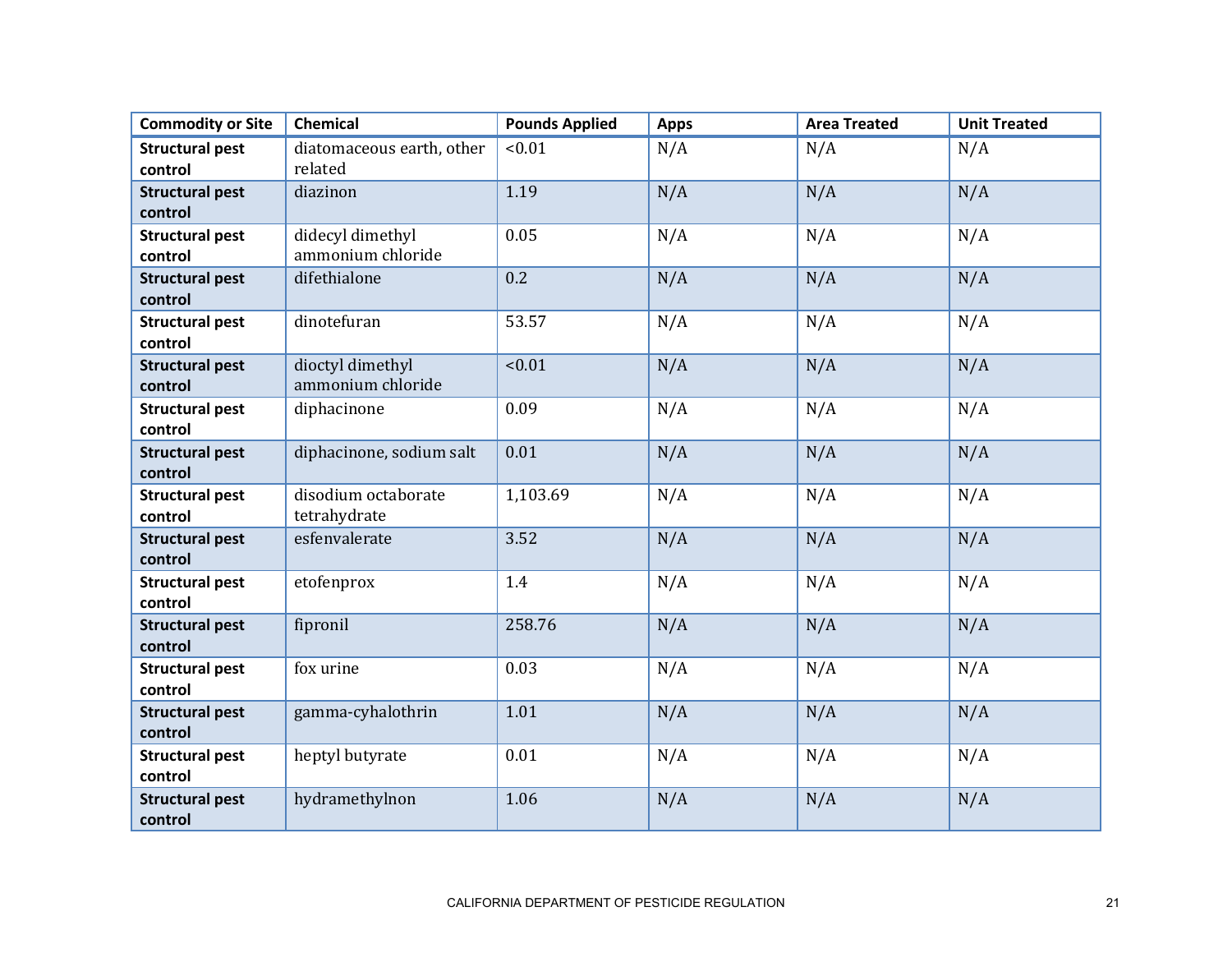| Commodity or Site | Chemical | Pounds Applied | Apps | Area Treated | Unit Treated |
|---|---|---|---|---|---|
| **Structural pest control** | diatomaceous earth, other related | <0.01 | N/A | N/A | N/A |
| **Structural pest control** | diazinon | 1.19 | N/A | N/A | N/A |
| **Structural pest control** | didecyl dimethyl ammonium chloride | 0.05 | N/A | N/A | N/A |
| **Structural pest control** | difethialone | 0.2 | N/A | N/A | N/A |
| **Structural pest control** | dinotefuran | 53.57 | N/A | N/A | N/A |
| **Structural pest control** | dioctyl dimethyl ammonium chloride | <0.01 | N/A | N/A | N/A |
| **Structural pest control** | diphacinone | 0.09 | N/A | N/A | N/A |
| **Structural pest control** | diphacinone, sodium salt | 0.01 | N/A | N/A | N/A |
| **Structural pest control** | disodium octaborate tetrahydrate | 1,103.69 | N/A | N/A | N/A |
| **Structural pest control** | esfenvalerate | 3.52 | N/A | N/A | N/A |
| **Structural pest control** | etofenprox | 1.4 | N/A | N/A | N/A |
| **Structural pest control** | fipronil | 258.76 | N/A | N/A | N/A |
| **Structural pest control** | fox urine | 0.03 | N/A | N/A | N/A |
| **Structural pest control** | gamma-cyhalothrin | 1.01 | N/A | N/A | N/A |
| **Structural pest control** | heptyl butyrate | 0.01 | N/A | N/A | N/A |
| **Structural pest control** | hydramethylnon | 1.06 | N/A | N/A | N/A |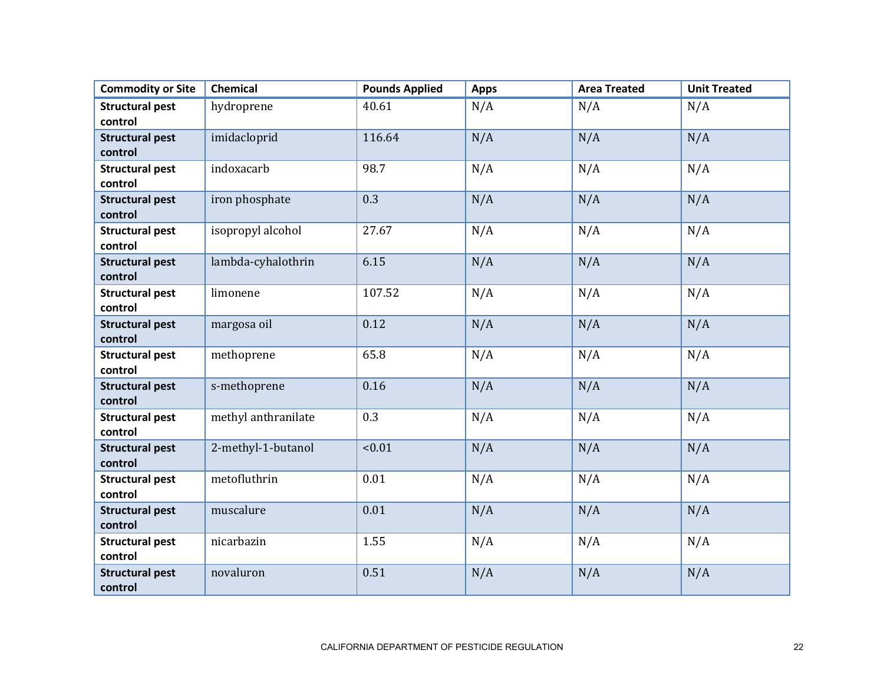| Commodity or Site | Chemical | Pounds Applied | Apps | Area Treated | Unit Treated |
| --- | --- | --- | --- | --- | --- |
| **Structural pest control** | hydroprene | 40.61 | N/A | N/A | N/A |
| **Structural pest control** | imidacloprid | 116.64 | N/A | N/A | N/A |
| **Structural pest control** | indoxacarb | 98.7 | N/A | N/A | N/A |
| **Structural pest control** | iron phosphate | 0.3 | N/A | N/A | N/A |
| **Structural pest control** | isopropyl alcohol | 27.67 | N/A | N/A | N/A |
| **Structural pest control** | lambda-cyhalothrin | 6.15 | N/A | N/A | N/A |
| **Structural pest control** | limonene | 107.52 | N/A | N/A | N/A |
| **Structural pest control** | margosa oil | 0.12 | N/A | N/A | N/A |
| **Structural pest control** | methoprene | 65.8 | N/A | N/A | N/A |
| **Structural pest control** | s-methoprene | 0.16 | N/A | N/A | N/A |
| **Structural pest control** | methyl anthranilate | 0.3 | N/A | N/A | N/A |
| **Structural pest control** | 2-methyl-1-butanol | <0.01 | N/A | N/A | N/A |
| **Structural pest control** | metofluthrin | 0.01 | N/A | N/A | N/A |
| **Structural pest control** | muscalure | 0.01 | N/A | N/A | N/A |
| **Structural pest control** | nicarbazin | 1.55 | N/A | N/A | N/A |
| **Structural pest control** | novaluron | 0.51 | N/A | N/A | N/A |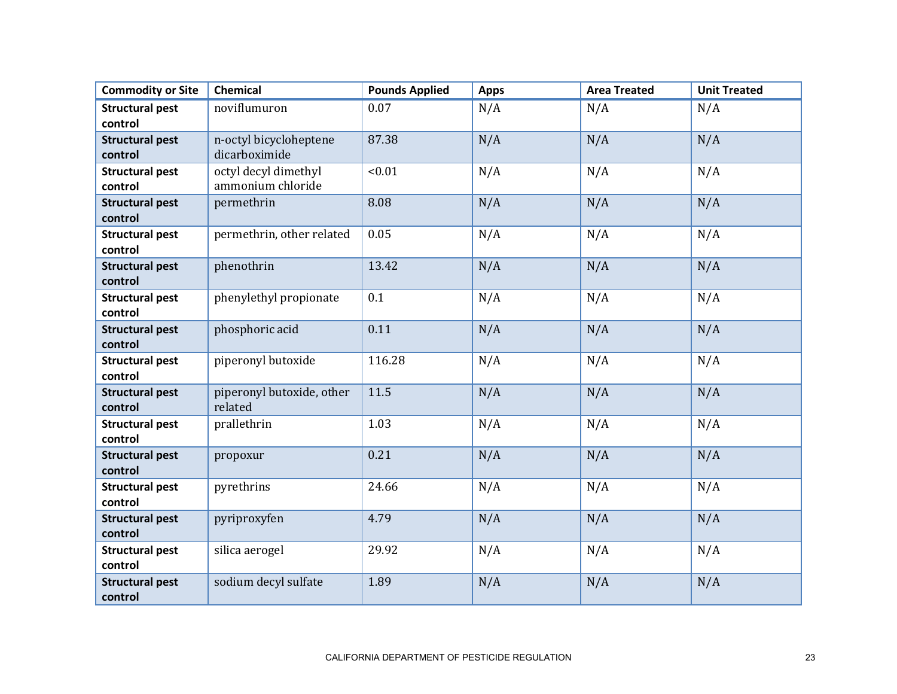| Commodity or Site | Chemical | Pounds Applied | Apps | Area Treated | Unit Treated |
| --- | --- | --- | --- | --- | --- |
| **Structural pest control** | noviflumuron | 0.07 | N/A | N/A | N/A |
| **Structural pest control** | n-octyl bicycloheptene dicarboximide | 87.38 | N/A | N/A | N/A |
| **Structural pest control** | octyl decyl dimethyl ammonium chloride | <0.01 | N/A | N/A | N/A |
| **Structural pest control** | permethrin | 8.08 | N/A | N/A | N/A |
| **Structural pest control** | permethrin, other related | 0.05 | N/A | N/A | N/A |
| **Structural pest control** | phenothrin | 13.42 | N/A | N/A | N/A |
| **Structural pest control** | phenylethyl propionate | 0.1 | N/A | N/A | N/A |
| **Structural pest control** | phosphoric acid | 0.11 | N/A | N/A | N/A |
| **Structural pest control** | piperonyl butoxide | 116.28 | N/A | N/A | N/A |
| **Structural pest control** | piperonyl butoxide, other related | 11.5 | N/A | N/A | N/A |
| **Structural pest control** | prallethrin | 1.03 | N/A | N/A | N/A |
| **Structural pest control** | propoxur | 0.21 | N/A | N/A | N/A |
| **Structural pest control** | pyrethrins | 24.66 | N/A | N/A | N/A |
| **Structural pest control** | pyriproxyfen | 4.79 | N/A | N/A | N/A |
| **Structural pest control** | silica aerogel | 29.92 | N/A | N/A | N/A |
| **Structural pest control** | sodium decyl sulfate | 1.89 | N/A | N/A | N/A |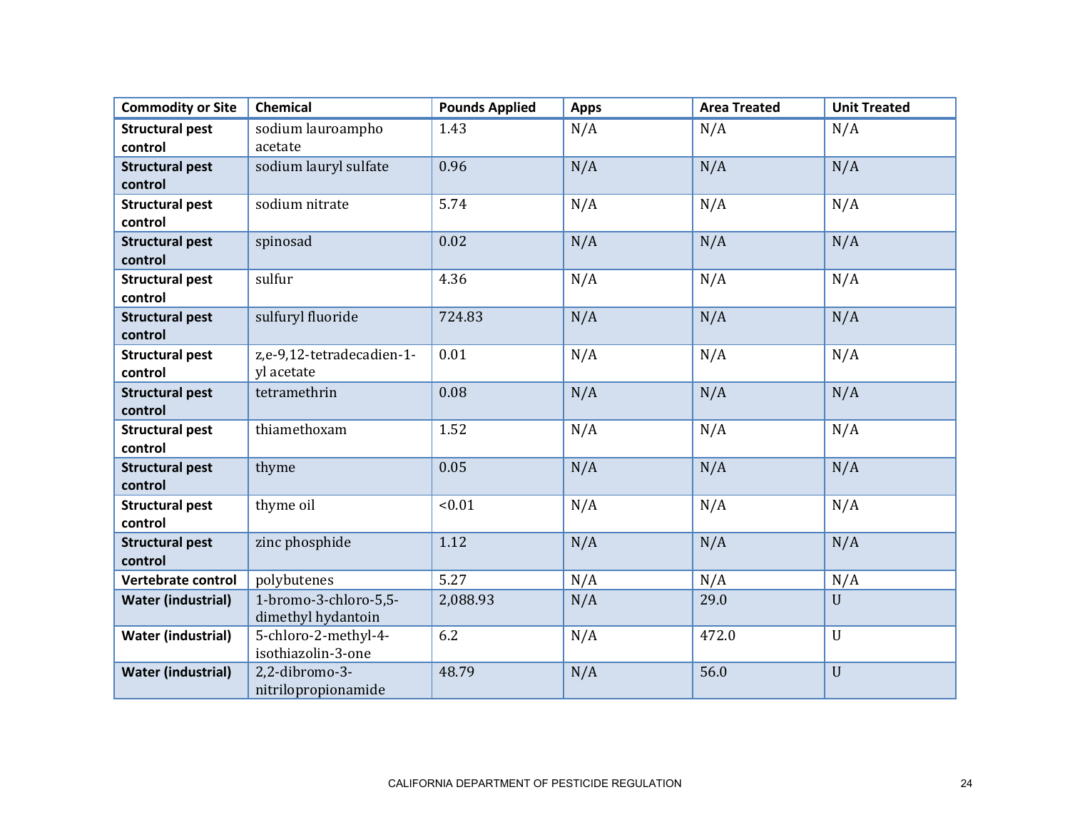| Commodity or Site | Chemical | Pounds Applied | Apps | Area Treated | Unit Treated |
|---|---|---|---|---|---|
| **Structural pest control** | sodium lauroampho acetate | 1.43 | N/A | N/A | N/A |
| **Structural pest control** | sodium lauryl sulfate | 0.96 | N/A | N/A | N/A |
| **Structural pest control** | sodium nitrate | 5.74 | N/A | N/A | N/A |
| **Structural pest control** | spinosad | 0.02 | N/A | N/A | N/A |
| **Structural pest control** | sulfur | 4.36 | N/A | N/A | N/A |
| **Structural pest control** | sulfuryl fluoride | 724.83 | N/A | N/A | N/A |
| **Structural pest control** | z,e-9,12-tetradecadien-1-yl acetate | 0.01 | N/A | N/A | N/A |
| **Structural pest control** | tetramethrin | 0.08 | N/A | N/A | N/A |
| **Structural pest control** | thiamethoxam | 1.52 | N/A | N/A | N/A |
| **Structural pest control** | thyme | 0.05 | N/A | N/A | N/A |
| **Structural pest control** | thyme oil | <0.01 | N/A | N/A | N/A |
| **Structural pest control** | zinc phosphide | 1.12 | N/A | N/A | N/A |
| **Vertebrate control** | polybutenes | 5.27 | N/A | N/A | N/A |
| **Water (industrial)** | 1-bromo-3-chloro-5,5-dimethyl hydantoin | 2,088.93 | N/A | 29.0 | U |
| **Water (industrial)** | 5-chloro-2-methyl-4-isothiazolin-3-one | 6.2 | N/A | 472.0 | U |
| **Water (industrial)** | 2,2-dibromo-3-nitrilopropionamide | 48.79 | N/A | 56.0 | U |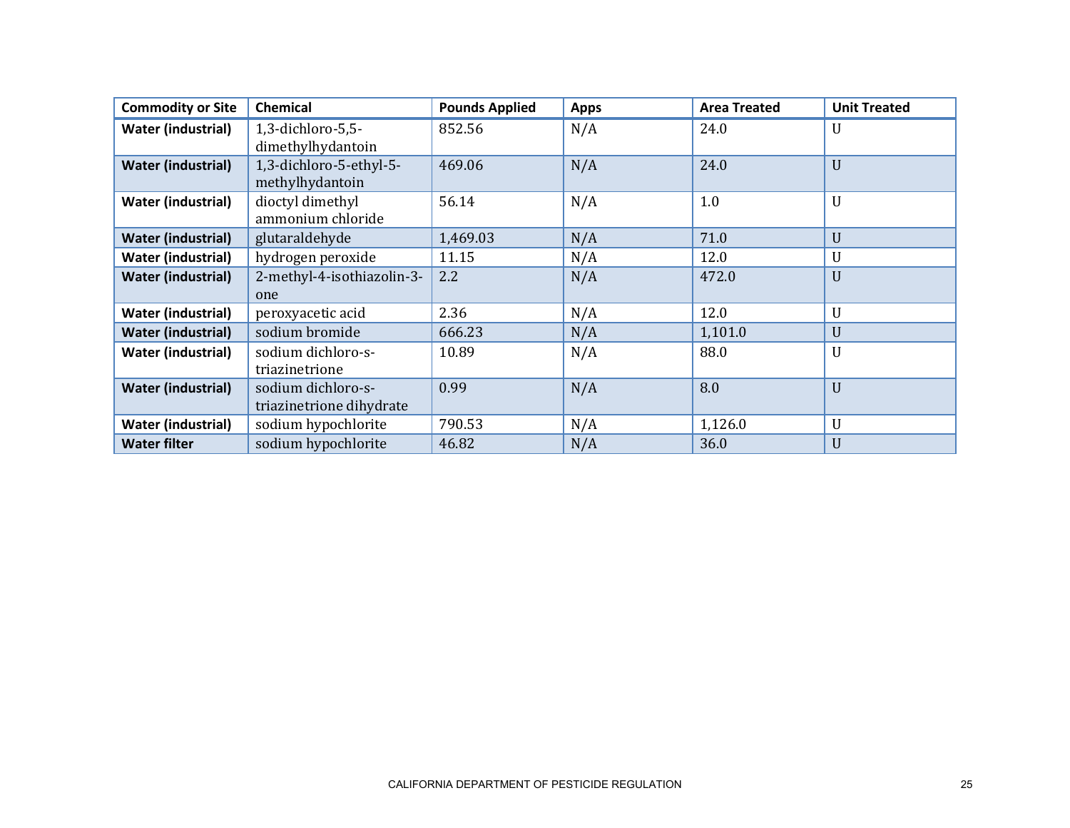| Commodity or Site | Chemical | Pounds Applied | Apps | Area Treated | Unit Treated |
|---|---|---|---|---|---|
| **Water (industrial)** | 1,3-dichloro-5,5-dimethylhydantoin | 852.56 | N/A | 24.0 | U |
| **Water (industrial)** | 1,3-dichloro-5-ethyl-5-methylhydantoin | 469.06 | N/A | 24.0 | U |
| **Water (industrial)** | dioctyl dimethyl ammonium chloride | 56.14 | N/A | 1.0 | U |
| **Water (industrial)** | glutaraldehyde | 1,469.03 | N/A | 71.0 | U |
| **Water (industrial)** | hydrogen peroxide | 11.15 | N/A | 12.0 | U |
| **Water (industrial)** | 2-methyl-4-isothiazolin-3-one | 2.2 | N/A | 472.0 | U |
| **Water (industrial)** | peroxyacetic acid | 2.36 | N/A | 12.0 | U |
| **Water (industrial)** | sodium bromide | 666.23 | N/A | 1,101.0 | U |
| **Water (industrial)** | sodium dichloro-s-triazinetrione | 10.89 | N/A | 88.0 | U |
| **Water (industrial)** | sodium dichloro-s-triazinetrione dihydrate | 0.99 | N/A | 8.0 | U |
| **Water (industrial)** | sodium hypochlorite | 790.53 | N/A | 1,126.0 | U |
| **Water filter** | sodium hypochlorite | 46.82 | N/A | 36.0 | U |